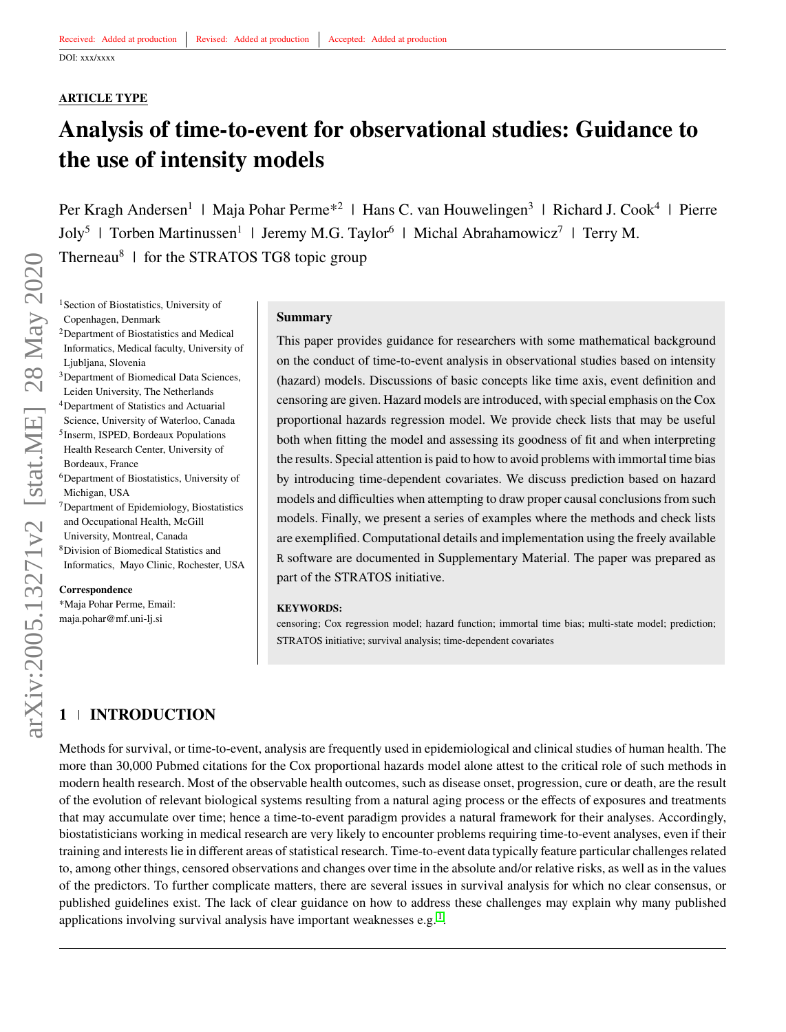Received: Added at production | Revised: Added at production | Accepted: Added at production

DOI: xxx/xxxx

**ARTICLE TYPE**

# Analysis of time-to-event for observational studies: Guidance to the use of intensity models

Per Kragh Andersen[1] | Maja Pohar Perme*[2] | Hans C. van Houwelingen[3] | Richard J. Cook[4] | Pierre Joly[5] | Torben Martinussen[1] | Jeremy M.G. Taylor[6] | Michal Abrahamowicz[7] | Terry M. Therneau[8] | for the STRATOS TG8 topic group

[1]Section of Biostatistics, University of Copenhagen, Denmark
[2]Department of Biostatistics and Medical Informatics, Medical faculty, University of Ljubljana, Slovenia
[3]Department of Biomedical Data Sciences, Leiden University, The Netherlands
[4]Department of Statistics and Actuarial Science, University of Waterloo, Canada
[5]Inserm, ISPED, Bordeaux Populations Health Research Center, University of Bordeaux, France
[6]Department of Biostatistics, University of Michigan, USA
[7]Department of Epidemiology, Biostatistics and Occupational Health, McGill University, Montreal, Canada
[8]Division of Biomedical Statistics and Informatics, Mayo Clinic, Rochester, USA

**Correspondence**
*Maja Pohar Perme, Email: maja.pohar@mf.uni-lj.si

**Summary**

This paper provides guidance for researchers with some mathematical background on the conduct of time-to-event analysis in observational studies based on intensity (hazard) models. Discussions of basic concepts like time axis, event definition and censoring are given. Hazard models are introduced, with special emphasis on the Cox proportional hazards regression model. We provide check lists that may be useful both when fitting the model and assessing its goodness of fit and when interpreting the results. Special attention is paid to how to avoid problems with immortal time bias by introducing time-dependent covariates. We discuss prediction based on hazard models and difficulties when attempting to draw proper causal conclusions from such models. Finally, we present a series of examples where the methods and check lists are exemplified. Computational details and implementation using the freely available R software are documented in Supplementary Material. The paper was prepared as part of the STRATOS initiative.

**KEYWORDS:**
censoring; Cox regression model; hazard function; immortal time bias; multi-state model; prediction; STRATOS initiative; survival analysis; time-dependent covariates

## 1 | INTRODUCTION

Methods for survival, or time-to-event, analysis are frequently used in epidemiological and clinical studies of human health. The more than 30,000 Pubmed citations for the Cox proportional hazards model alone attest to the critical role of such methods in modern health research. Most of the observable health outcomes, such as disease onset, progression, cure or death, are the result of the evolution of relevant biological systems resulting from a natural aging process or the effects of exposures and treatments that may accumulate over time; hence a time-to-event paradigm provides a natural framework for their analyses. Accordingly, biostatisticians working in medical research are very likely to encounter problems requiring time-to-event analyses, even if their training and interests lie in different areas of statistical research. Time-to-event data typically feature particular challenges related to, among other things, censored observations and changes over time in the absolute and/or relative risks, as well as in the values of the predictors. To further complicate matters, there are several issues in survival analysis for which no clear consensus, or published guidelines exist. The lack of clear guidance on how to address these challenges may explain why many published applications involving survival analysis have important weaknesses e.g.[1].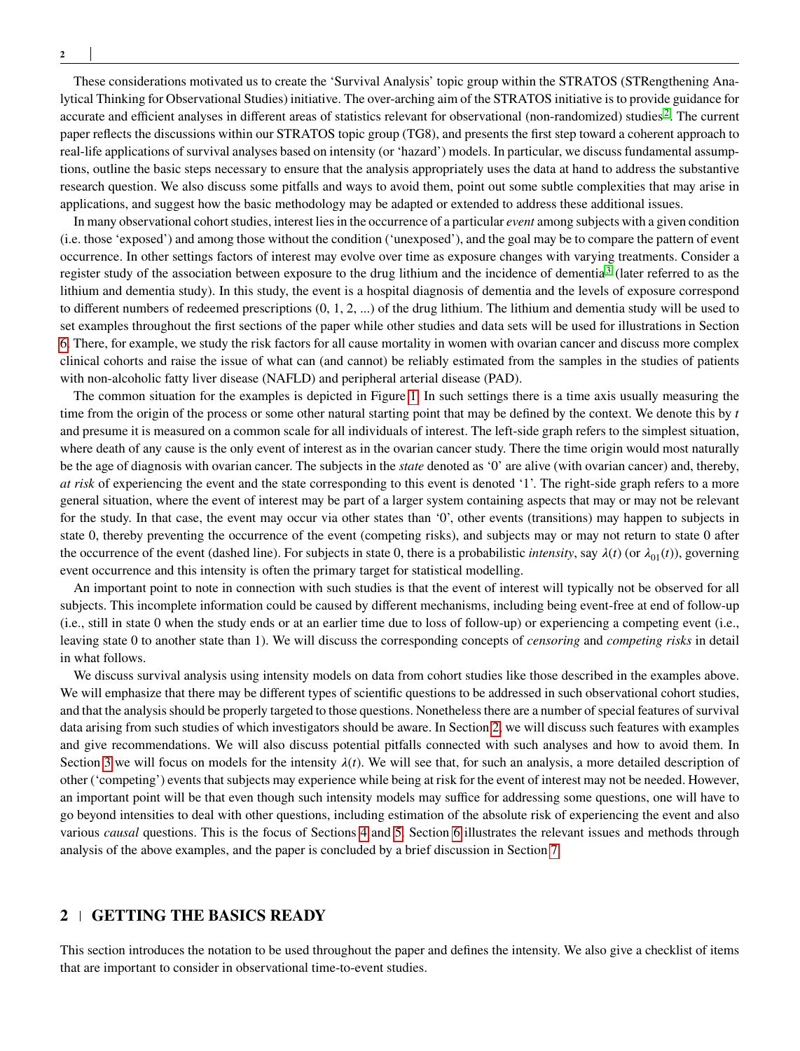These considerations motivated us to create the 'Survival Analysis' topic group within the STRATOS (STRengthening Analytical Thinking for Observational Studies) initiative. The over-arching aim of the STRATOS initiative is to provide guidance for accurate and efficient analyses in different areas of statistics relevant for observational (non-randomized) studies[2]. The current paper reflects the discussions within our STRATOS topic group (TG8), and presents the first step toward a coherent approach to real-life applications of survival analyses based on intensity (or 'hazard') models. In particular, we discuss fundamental assumptions, outline the basic steps necessary to ensure that the analysis appropriately uses the data at hand to address the substantive research question. We also discuss some pitfalls and ways to avoid them, point out some subtle complexities that may arise in applications, and suggest how the basic methodology may be adapted or extended to address these additional issues.

In many observational cohort studies, interest lies in the occurrence of a particular *event* among subjects with a given condition (i.e. those 'exposed') and among those without the condition ('unexposed'), and the goal may be to compare the pattern of event occurrence. In other settings factors of interest may evolve over time as exposure changes with varying treatments. Consider a register study of the association between exposure to the drug lithium and the incidence of dementia[3] (later referred to as the lithium and dementia study). In this study, the event is a hospital diagnosis of dementia and the levels of exposure correspond to different numbers of redeemed prescriptions (0, 1, 2, ...) of the drug lithium. The lithium and dementia study will be used to set examples throughout the first sections of the paper while other studies and data sets will be used for illustrations in Section 6. There, for example, we study the risk factors for all cause mortality in women with ovarian cancer and discuss more complex clinical cohorts and raise the issue of what can (and cannot) be reliably estimated from the samples in the studies of patients with non-alcoholic fatty liver disease (NAFLD) and peripheral arterial disease (PAD).

The common situation for the examples is depicted in Figure 1. In such settings there is a time axis usually measuring the time from the origin of the process or some other natural starting point that may be defined by the context. We denote this by $t$ and presume it is measured on a common scale for all individuals of interest. The left-side graph refers to the simplest situation, where death of any cause is the only event of interest as in the ovarian cancer study. There the time origin would most naturally be the age of diagnosis with ovarian cancer. The subjects in the *state* denoted as '0' are alive (with ovarian cancer) and, thereby, *at risk* of experiencing the event and the state corresponding to this event is denoted '1'. The right-side graph refers to a more general situation, where the event of interest may be part of a larger system containing aspects that may or may not be relevant for the study. In that case, the event may occur via other states than '0', other events (transitions) may happen to subjects in state 0, thereby preventing the occurrence of the event (competing risks), and subjects may or may not return to state 0 after the occurrence of the event (dashed line). For subjects in state 0, there is a probabilistic *intensity*, say $\lambda(t)$ (or $\lambda_{01}(t)$), governing event occurrence and this intensity is often the primary target for statistical modelling.

An important point to note in connection with such studies is that the event of interest will typically not be observed for all subjects. This incomplete information could be caused by different mechanisms, including being event-free at end of follow-up (i.e., still in state 0 when the study ends or at an earlier time due to loss of follow-up) or experiencing a competing event (i.e., leaving state 0 to another state than 1). We will discuss the corresponding concepts of *censoring* and *competing risks* in detail in what follows.

We discuss survival analysis using intensity models on data from cohort studies like those described in the examples above. We will emphasize that there may be different types of scientific questions to be addressed in such observational cohort studies, and that the analysis should be properly targeted to those questions. Nonetheless there are a number of special features of survival data arising from such studies of which investigators should be aware. In Section 2, we will discuss such features with examples and give recommendations. We will also discuss potential pitfalls connected with such analyses and how to avoid them. In Section 3 we will focus on models for the intensity $\lambda(t)$. We will see that, for such an analysis, a more detailed description of other ('competing') events that subjects may experience while being at risk for the event of interest may not be needed. However, an important point will be that even though such intensity models may suffice for addressing some questions, one will have to go beyond intensities to deal with other questions, including estimation of the absolute risk of experiencing the event and also various *causal* questions. This is the focus of Sections 4 and 5. Section 6 illustrates the relevant issues and methods through analysis of the above examples, and the paper is concluded by a brief discussion in Section 7.

## 2 | GETTING THE BASICS READY

This section introduces the notation to be used throughout the paper and defines the intensity. We also give a checklist of items that are important to consider in observational time-to-event studies.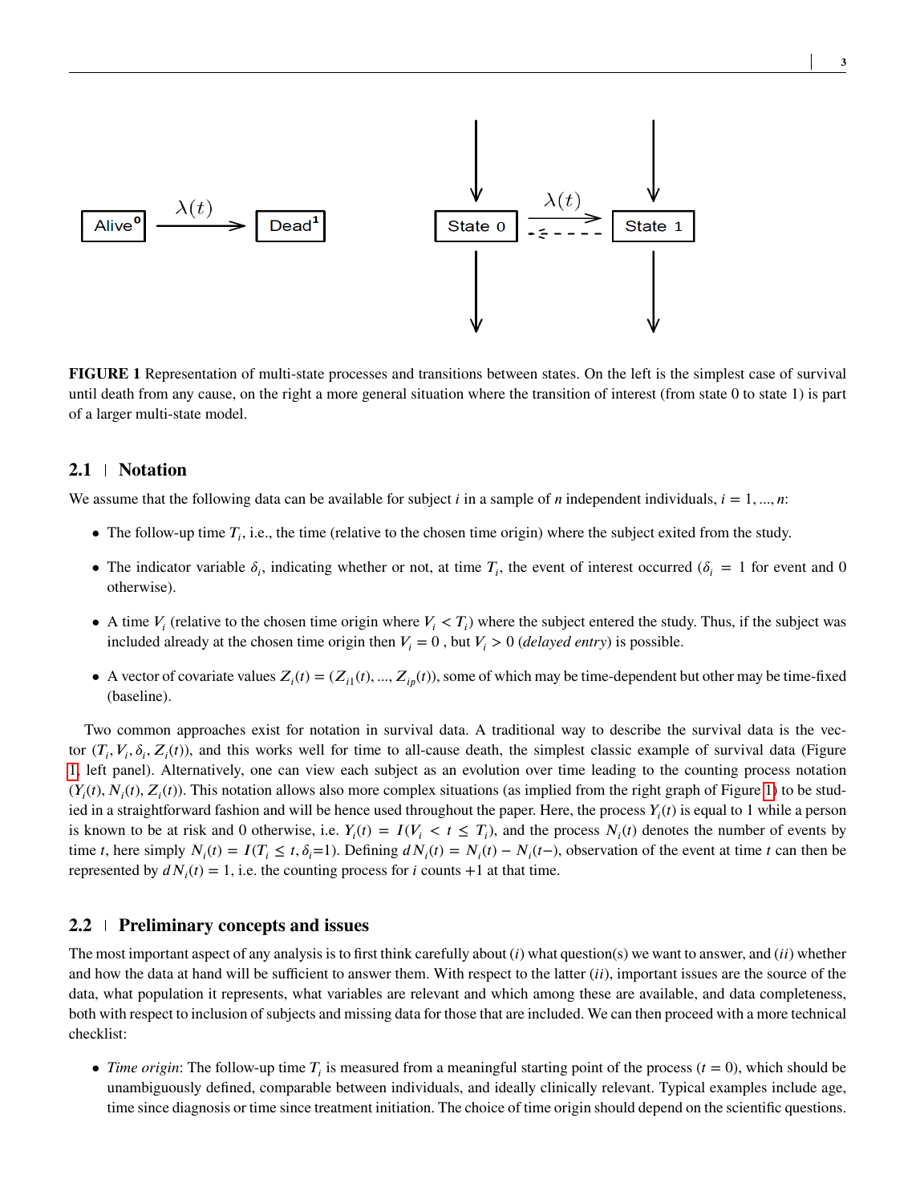FIGURE 1 Representation of multi-state processes and transitions between states. On the left is the simplest case of survival until death from any cause, on the right a more general situation where the transition of interest (from state 0 to state 1) is part of a larger multi-state model.

## 2.1 | Notation

We assume that the following data can be available for subject $i$ in a sample of $n$ independent individuals, $i = 1, ..., n$:

- The follow-up time $T_i$, i.e., the time (relative to the chosen time origin) where the subject exited from the study.
- The indicator variable $\delta_i$, indicating whether or not, at time $T_i$, the event of interest occurred ($\delta_i = 1$ for event and 0 otherwise).
- A time $V_i$ (relative to the chosen time origin where $V_i < T_i$) where the subject entered the study. Thus, if the subject was included already at the chosen time origin then $V_i = 0$ , but $V_i > 0$ (*delayed entry*) is possible.
- A vector of covariate values $Z_i(t) = (Z_{i1}(t), ..., Z_{ip}(t))$, some of which may be time-dependent but other may be time-fixed (baseline).

Two common approaches exist for notation in survival data. A traditional way to describe the survival data is the vector $(T_i, V_i, \delta_i, Z_i(t))$, and this works well for time to all-cause death, the simplest classic example of survival data (Figure 1, left panel). Alternatively, one can view each subject as an evolution over time leading to the counting process notation $(Y_i(t), N_i(t), Z_i(t))$. This notation allows also more complex situations (as implied from the right graph of Figure 1) to be studied in a straightforward fashion and will be hence used throughout the paper. Here, the process $Y_i(t)$ is equal to 1 while a person is known to be at risk and 0 otherwise, i.e. $Y_i(t) = I(V_i < t \leq T_i)$, and the process $N_i(t)$ denotes the number of events by time $t$, here simply $N_i(t) = I(T_i \leq t, \delta_i{=}1)$. Defining $dN_i(t) = N_i(t) - N_i(t-)$, observation of the event at time $t$ can then be represented by $dN_i(t) = 1$, i.e. the counting process for $i$ counts +1 at that time.

## 2.2 | Preliminary concepts and issues

The most important aspect of any analysis is to first think carefully about ($i$) what question(s) we want to answer, and ($ii$) whether and how the data at hand will be sufficient to answer them. With respect to the latter ($ii$), important issues are the source of the data, what population it represents, what variables are relevant and which among these are available, and data completeness, both with respect to inclusion of subjects and missing data for those that are included. We can then proceed with a more technical checklist:

- *Time origin*: The follow-up time $T_i$ is measured from a meaningful starting point of the process ($t = 0$), which should be unambiguously defined, comparable between individuals, and ideally clinically relevant. Typical examples include age, time since diagnosis or time since treatment initiation. The choice of time origin should depend on the scientific questions.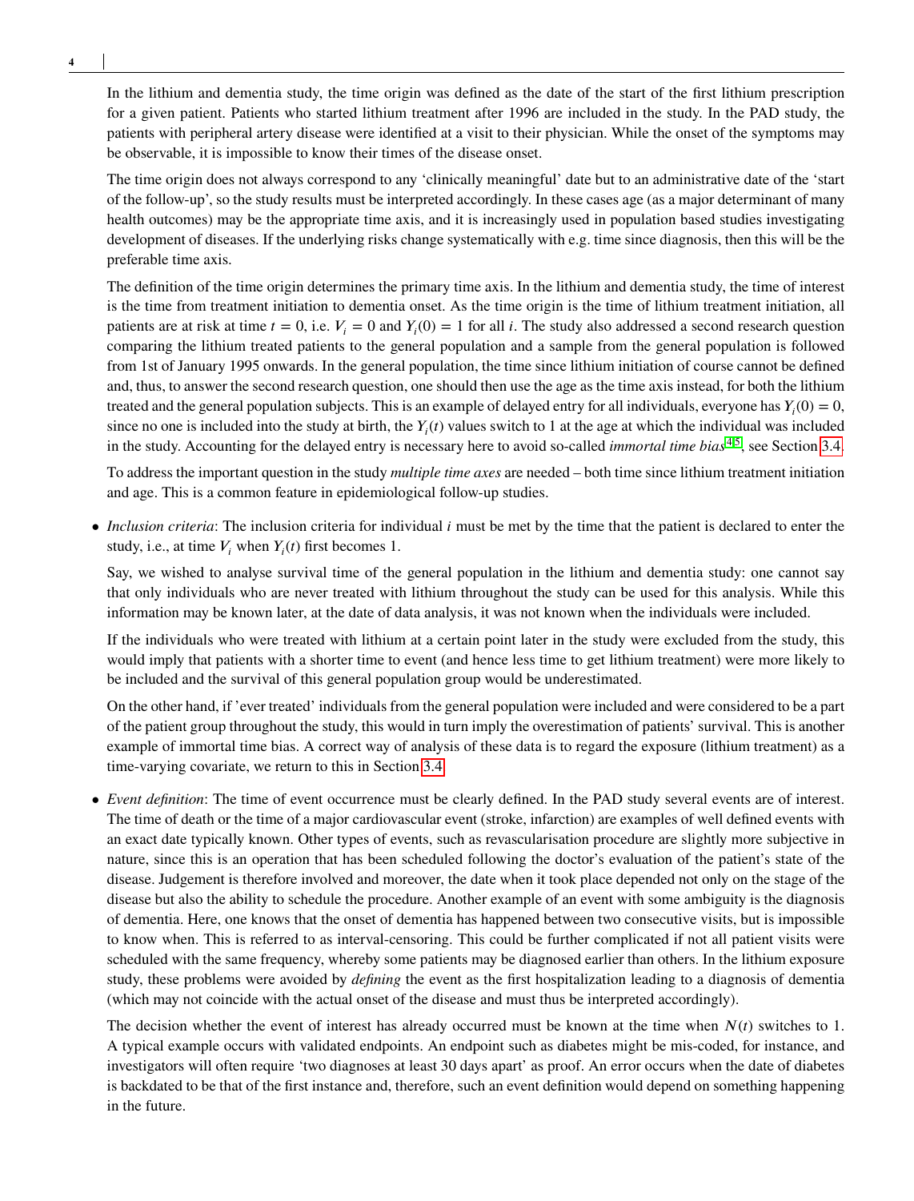In the lithium and dementia study, the time origin was defined as the date of the start of the first lithium prescription for a given patient. Patients who started lithium treatment after 1996 are included in the study. In the PAD study, the patients with peripheral artery disease were identified at a visit to their physician. While the onset of the symptoms may be observable, it is impossible to know their times of the disease onset.

The time origin does not always correspond to any 'clinically meaningful' date but to an administrative date of the 'start of the follow-up', so the study results must be interpreted accordingly. In these cases age (as a major determinant of many health outcomes) may be the appropriate time axis, and it is increasingly used in population based studies investigating development of diseases. If the underlying risks change systematically with e.g. time since diagnosis, then this will be the preferable time axis.

The definition of the time origin determines the primary time axis. In the lithium and dementia study, the time of interest is the time from treatment initiation to dementia onset. As the time origin is the time of lithium treatment initiation, all patients are at risk at time $t = 0$, i.e. $V_i = 0$ and $Y_i(0) = 1$ for all $i$. The study also addressed a second research question comparing the lithium treated patients to the general population and a sample from the general population is followed from 1st of January 1995 onwards. In the general population, the time since lithium initiation of course cannot be defined and, thus, to answer the second research question, one should then use the age as the time axis instead, for both the lithium treated and the general population subjects. This is an example of delayed entry for all individuals, everyone has $Y_i(0) = 0$, since no one is included into the study at birth, the $Y_i(t)$ values switch to 1 at the age at which the individual was included in the study. Accounting for the delayed entry is necessary here to avoid so-called *immortal time bias*[4,5], see Section 3.4.

To address the important question in the study *multiple time axes* are needed – both time since lithium treatment initiation and age. This is a common feature in epidemiological follow-up studies.

- *Inclusion criteria*: The inclusion criteria for individual $i$ must be met by the time that the patient is declared to enter the study, i.e., at time $V_i$ when $Y_i(t)$ first becomes 1.

  Say, we wished to analyse survival time of the general population in the lithium and dementia study: one cannot say that only individuals who are never treated with lithium throughout the study can be used for this analysis. While this information may be known later, at the date of data analysis, it was not known when the individuals were included.

  If the individuals who were treated with lithium at a certain point later in the study were excluded from the study, this would imply that patients with a shorter time to event (and hence less time to get lithium treatment) were more likely to be included and the survival of this general population group would be underestimated.

  On the other hand, if 'ever treated' individuals from the general population were included and were considered to be a part of the patient group throughout the study, this would in turn imply the overestimation of patients' survival. This is another example of immortal time bias. A correct way of analysis of these data is to regard the exposure (lithium treatment) as a time-varying covariate, we return to this in Section 3.4.

- *Event definition*: The time of event occurrence must be clearly defined. In the PAD study several events are of interest. The time of death or the time of a major cardiovascular event (stroke, infarction) are examples of well defined events with an exact date typically known. Other types of events, such as revascularisation procedure are slightly more subjective in nature, since this is an operation that has been scheduled following the doctor's evaluation of the patient's state of the disease. Judgement is therefore involved and moreover, the date when it took place depended not only on the stage of the disease but also the ability to schedule the procedure. Another example of an event with some ambiguity is the diagnosis of dementia. Here, one knows that the onset of dementia has happened between two consecutive visits, but is impossible to know when. This is referred to as interval-censoring. This could be further complicated if not all patient visits were scheduled with the same frequency, whereby some patients may be diagnosed earlier than others. In the lithium exposure study, these problems were avoided by *defining* the event as the first hospitalization leading to a diagnosis of dementia (which may not coincide with the actual onset of the disease and must thus be interpreted accordingly).

  The decision whether the event of interest has already occurred must be known at the time when $N(t)$ switches to 1. A typical example occurs with validated endpoints. An endpoint such as diabetes might be mis-coded, for instance, and investigators will often require 'two diagnoses at least 30 days apart' as proof. An error occurs when the date of diabetes is backdated to be that of the first instance and, therefore, such an event definition would depend on something happening in the future.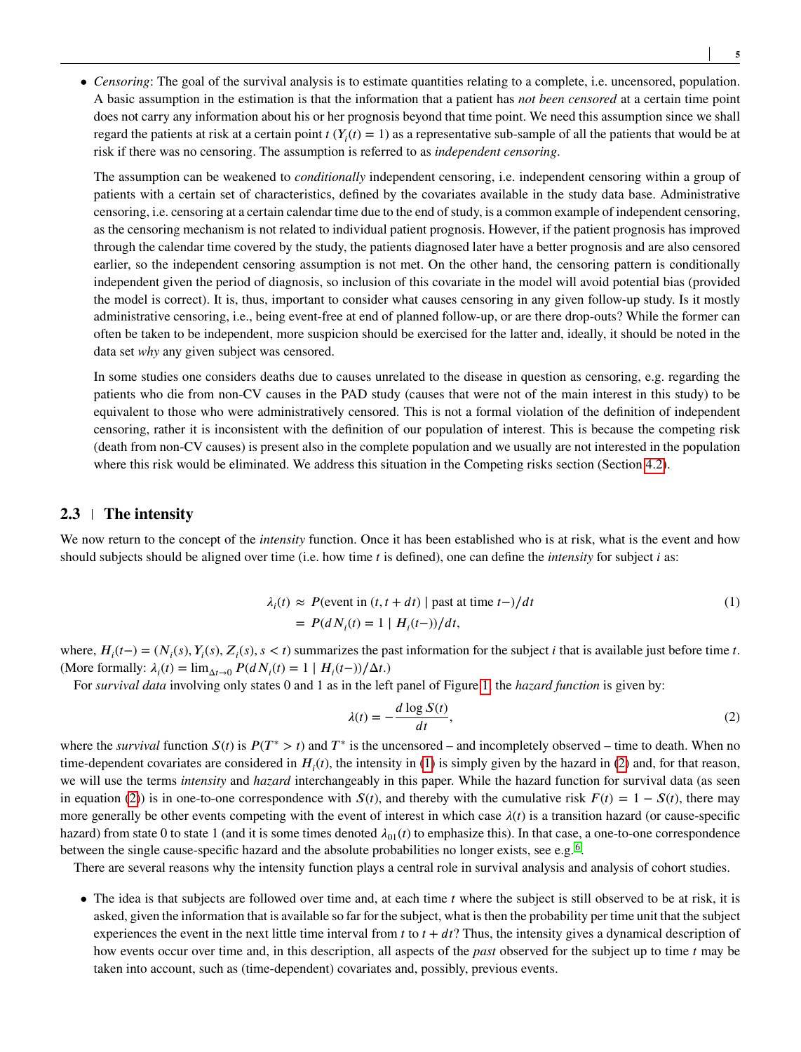- *Censoring*: The goal of the survival analysis is to estimate quantities relating to a complete, i.e. uncensored, population. A basic assumption in the estimation is that the information that a patient has *not been censored* at a certain time point does not carry any information about his or her prognosis beyond that time point. We need this assumption since we shall regard the patients at risk at a certain point $t$ ($Y_i(t) = 1$) as a representative sub-sample of all the patients that would be at risk if there was no censoring. The assumption is referred to as *independent censoring*.

  The assumption can be weakened to *conditionally* independent censoring, i.e. independent censoring within a group of patients with a certain set of characteristics, defined by the covariates available in the study data base. Administrative censoring, i.e. censoring at a certain calendar time due to the end of study, is a common example of independent censoring, as the censoring mechanism is not related to individual patient prognosis. However, if the patient prognosis has improved through the calendar time covered by the study, the patients diagnosed later have a better prognosis and are also censored earlier, so the independent censoring assumption is not met. On the other hand, the censoring pattern is conditionally independent given the period of diagnosis, so inclusion of this covariate in the model will avoid potential bias (provided the model is correct). It is, thus, important to consider what causes censoring in any given follow-up study. Is it mostly administrative censoring, i.e., being event-free at end of planned follow-up, or are there drop-outs? While the former can often be taken to be independent, more suspicion should be exercised for the latter and, ideally, it should be noted in the data set *why* any given subject was censored.

  In some studies one considers deaths due to causes unrelated to the disease in question as censoring, e.g. regarding the patients who die from non-CV causes in the PAD study (causes that were not of the main interest in this study) to be equivalent to those who were administratively censored. This is not a formal violation of the definition of independent censoring, rather it is inconsistent with the definition of our population of interest. This is because the competing risk (death from non-CV causes) is present also in the complete population and we usually are not interested in the population where this risk would be eliminated. We address this situation in the Competing risks section (Section 4.2).

## 2.3 The intensity

We now return to the concept of the *intensity* function. Once it has been established who is at risk, what is the event and how should subjects should be aligned over time (i.e. how time $t$ is defined), one can define the *intensity* for subject $i$ as:

$$\begin{aligned} \lambda_i(t) &\approx P(\text{event in } (t, t+dt) \mid \text{past at time } t-)/dt \\ &= P(dN_i(t) = 1 \mid H_i(t-))/dt, \end{aligned} \tag{1}$$

where, $H_i(t-) = (N_i(s), Y_i(s), Z_i(s), s < t)$ summarizes the past information for the subject $i$ that is available just before time $t$. (More formally: $\lambda_i(t) = \lim_{\Delta t \to 0} P(dN_i(t) = 1 \mid H_i(t-))/\Delta t$.)

For *survival data* involving only states 0 and 1 as in the left panel of Figure 1, the *hazard function* is given by:

$$\lambda(t) = -\frac{d \log S(t)}{dt}, \tag{2}$$

where the *survival* function $S(t)$ is $P(T^* > t)$ and $T^*$ is the uncensored – and incompletely observed – time to death. When no time-dependent covariates are considered in $H_i(t)$, the intensity in (1) is simply given by the hazard in (2) and, for that reason, we will use the terms *intensity* and *hazard* interchangeably in this paper. While the hazard function for survival data (as seen in equation (2)) is in one-to-one correspondence with $S(t)$, and thereby with the cumulative risk $F(t) = 1 - S(t)$, there may more generally be other events competing with the event of interest in which case $\lambda(t)$ is a transition hazard (or cause-specific hazard) from state 0 to state 1 (and it is some times denoted $\lambda_{01}(t)$ to emphasize this). In that case, a one-to-one correspondence between the single cause-specific hazard and the absolute probabilities no longer exists, see e.g.[6].

There are several reasons why the intensity function plays a central role in survival analysis and analysis of cohort studies.

- The idea is that subjects are followed over time and, at each time $t$ where the subject is still observed to be at risk, it is asked, given the information that is available so far for the subject, what is then the probability per time unit that the subject experiences the event in the next little time interval from $t$ to $t + dt$? Thus, the intensity gives a dynamical description of how events occur over time and, in this description, all aspects of the *past* observed for the subject up to time $t$ may be taken into account, such as (time-dependent) covariates and, possibly, previous events.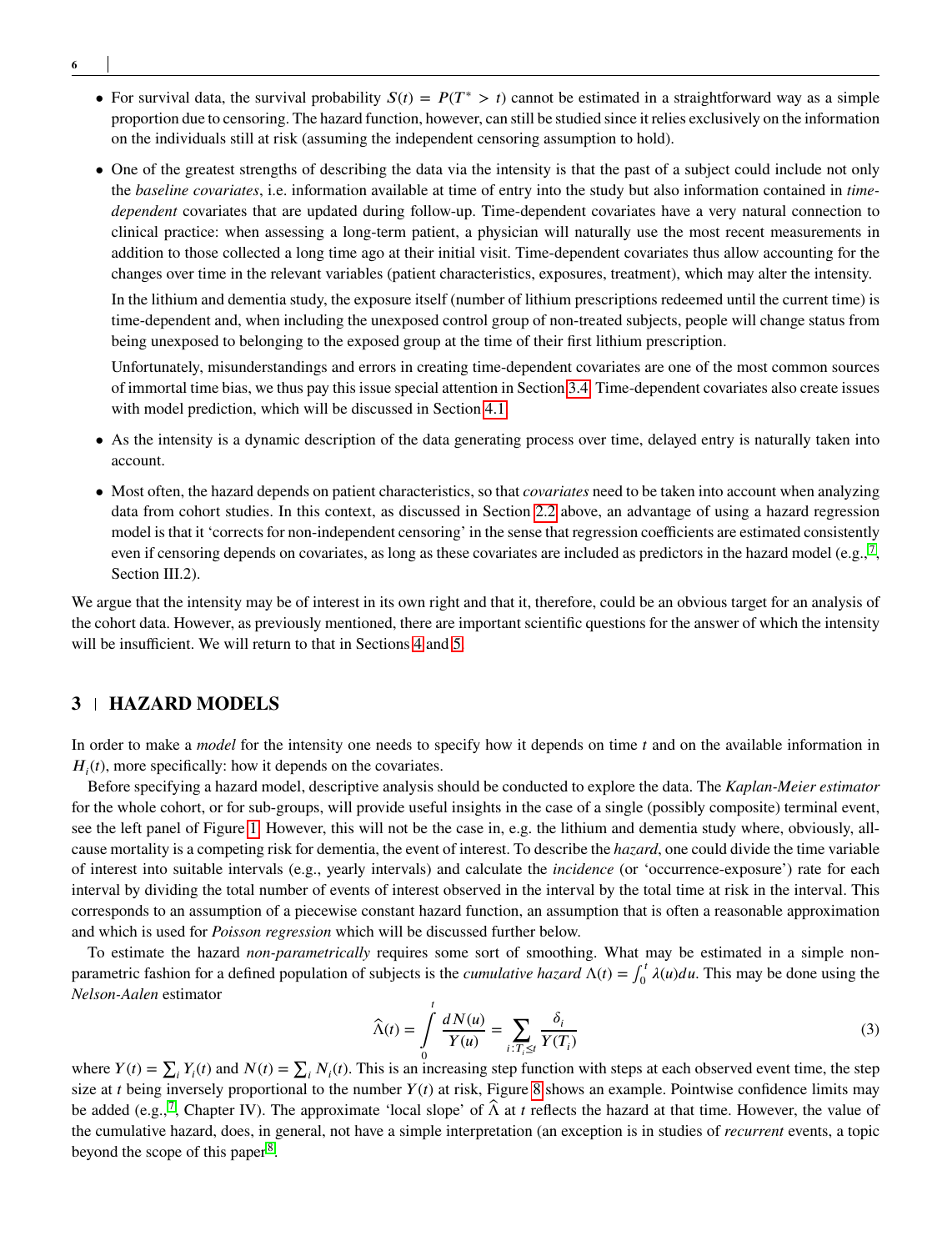- For survival data, the survival probability $S(t) = P(T^* > t)$ cannot be estimated in a straightforward way as a simple proportion due to censoring. The hazard function, however, can still be studied since it relies exclusively on the information on the individuals still at risk (assuming the independent censoring assumption to hold).
- One of the greatest strengths of describing the data via the intensity is that the past of a subject could include not only the *baseline covariates*, i.e. information available at time of entry into the study but also information contained in *time-dependent* covariates that are updated during follow-up. Time-dependent covariates have a very natural connection to clinical practice: when assessing a long-term patient, a physician will naturally use the most recent measurements in addition to those collected a long time ago at their initial visit. Time-dependent covariates thus allow accounting for the changes over time in the relevant variables (patient characteristics, exposures, treatment), which may alter the intensity.

  In the lithium and dementia study, the exposure itself (number of lithium prescriptions redeemed until the current time) is time-dependent and, when including the unexposed control group of non-treated subjects, people will change status from being unexposed to belonging to the exposed group at the time of their first lithium prescription.

  Unfortunately, misunderstandings and errors in creating time-dependent covariates are one of the most common sources of immortal time bias, we thus pay this issue special attention in Section 3.4. Time-dependent covariates also create issues with model prediction, which will be discussed in Section 4.1.
- As the intensity is a dynamic description of the data generating process over time, delayed entry is naturally taken into account.
- Most often, the hazard depends on patient characteristics, so that *covariates* need to be taken into account when analyzing data from cohort studies. In this context, as discussed in Section 2.2 above, an advantage of using a hazard regression model is that it 'corrects for non-independent censoring' in the sense that regression coefficients are estimated consistently even if censoring depends on covariates, as long as these covariates are included as predictors in the hazard model (e.g.,[7], Section III.2).

We argue that the intensity may be of interest in its own right and that it, therefore, could be an obvious target for an analysis of the cohort data. However, as previously mentioned, there are important scientific questions for the answer of which the intensity will be insufficient. We will return to that in Sections 4 and 5.

## 3 | HAZARD MODELS

In order to make a *model* for the intensity one needs to specify how it depends on time $t$ and on the available information in $H_i(t)$, more specifically: how it depends on the covariates.

Before specifying a hazard model, descriptive analysis should be conducted to explore the data. The *Kaplan-Meier estimator* for the whole cohort, or for sub-groups, will provide useful insights in the case of a single (possibly composite) terminal event, see the left panel of Figure 1. However, this will not be the case in, e.g. the lithium and dementia study where, obviously, all-cause mortality is a competing risk for dementia, the event of interest. To describe the *hazard*, one could divide the time variable of interest into suitable intervals (e.g., yearly intervals) and calculate the *incidence* (or 'occurrence-exposure') rate for each interval by dividing the total number of events of interest observed in the interval by the total time at risk in the interval. This corresponds to an assumption of a piecewise constant hazard function, an assumption that is often a reasonable approximation and which is used for *Poisson regression* which will be discussed further below.

To estimate the hazard *non-parametrically* requires some sort of smoothing. What may be estimated in a simple non-parametric fashion for a defined population of subjects is the *cumulative hazard* $\Lambda(t) = \int_0^t \lambda(u)du$. This may be done using the *Nelson-Aalen* estimator

$$\widehat{\Lambda}(t) = \int_0^t \frac{dN(u)}{Y(u)} = \sum_{i: T_i \leq t} \frac{\delta_i}{Y(T_i)} \tag{3}$$

where $Y(t) = \sum_i Y_i(t)$ and $N(t) = \sum_i N_i(t)$. This is an increasing step function with steps at each observed event time, the step size at $t$ being inversely proportional to the number $Y(t)$ at risk, Figure 8 shows an example. Pointwise confidence limits may be added (e.g.,[7], Chapter IV). The approximate 'local slope' of $\widehat{\Lambda}$ at $t$ reflects the hazard at that time. However, the value of the cumulative hazard, does, in general, not have a simple interpretation (an exception is in studies of *recurrent* events, a topic beyond the scope of this paper[8].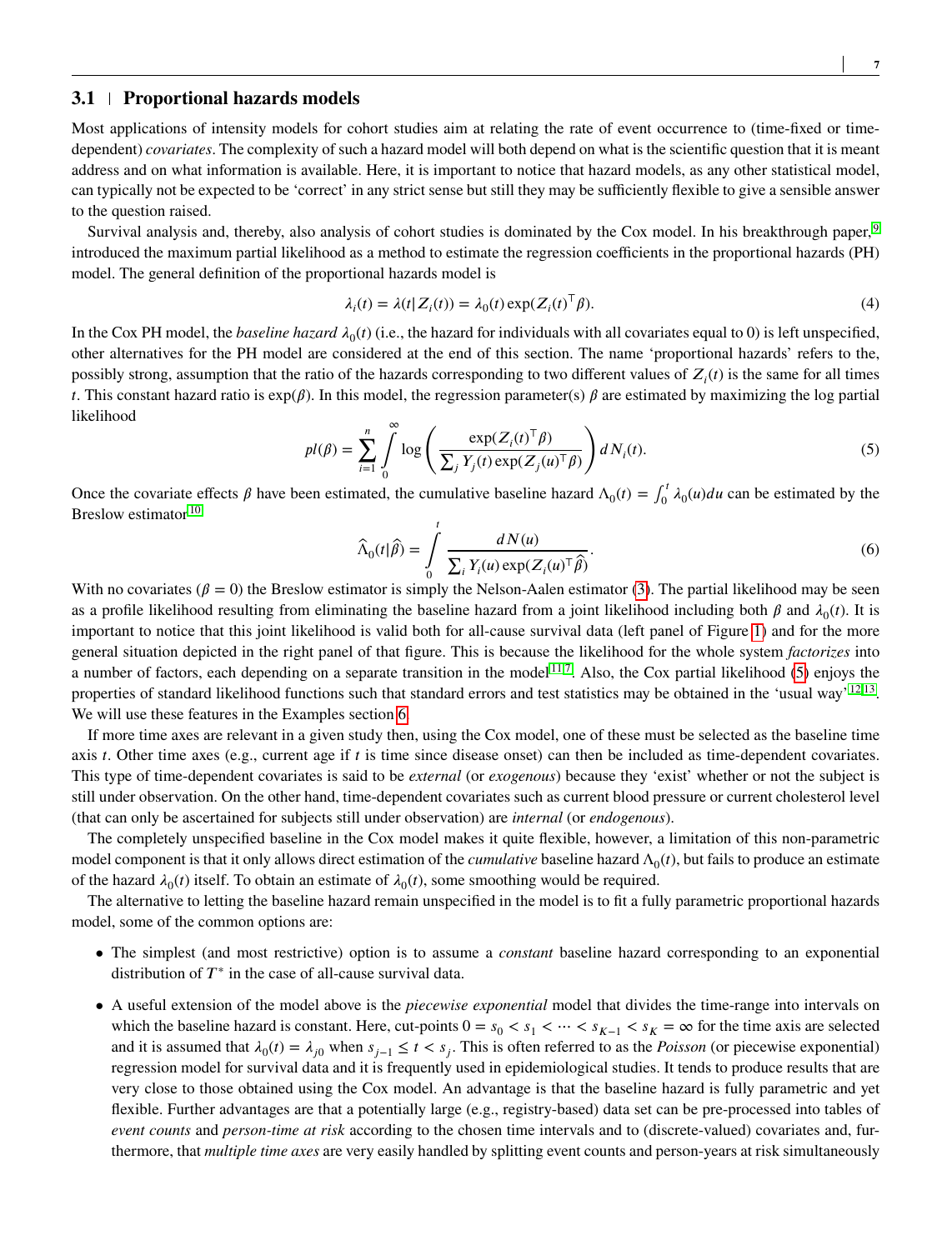### 3.1 Proportional hazards models

Most applications of intensity models for cohort studies aim at relating the rate of event occurrence to (time-fixed or time-dependent) *covariates*. The complexity of such a hazard model will both depend on what is the scientific question that it is meant address and on what information is available. Here, it is important to notice that hazard models, as any other statistical model, can typically not be expected to be 'correct' in any strict sense but still they may be sufficiently flexible to give a sensible answer to the question raised.

Survival analysis and, thereby, also analysis of cohort studies is dominated by the Cox model. In his breakthrough paper,[9] introduced the maximum partial likelihood as a method to estimate the regression coefficients in the proportional hazards (PH) model. The general definition of the proportional hazards model is

$$\lambda_i(t) = \lambda(t|Z_i(t)) = \lambda_0(t)\exp(Z_i(t)^\top \beta). \tag{4}$$

In the Cox PH model, the *baseline hazard* $\lambda_0(t)$ (i.e., the hazard for individuals with all covariates equal to 0) is left unspecified, other alternatives for the PH model are considered at the end of this section. The name 'proportional hazards' refers to the, possibly strong, assumption that the ratio of the hazards corresponding to two different values of $Z_i(t)$ is the same for all times $t$. This constant hazard ratio is $\exp(\beta)$. In this model, the regression parameter(s) $\beta$ are estimated by maximizing the log partial likelihood

$$pl(\beta) = \sum_{i=1}^{n} \int_0^\infty \log\left(\frac{\exp(Z_i(t)^\top \beta)}{\sum_j Y_j(t)\exp(Z_j(u)^\top \beta)}\right) dN_i(t). \tag{5}$$

Once the covariate effects $\beta$ have been estimated, the cumulative baseline hazard $\Lambda_0(t) = \int_0^t \lambda_0(u)du$ can be estimated by the Breslow estimator[10]

$$\widehat{\Lambda}_0(t|\widehat{\beta}) = \int_0^t \frac{dN(u)}{\sum_i Y_i(u)\exp(Z_i(u)^\top \widehat{\beta})}. \tag{6}$$

With no covariates ($\beta = 0$) the Breslow estimator is simply the Nelson-Aalen estimator (3). The partial likelihood may be seen as a profile likelihood resulting from eliminating the baseline hazard from a joint likelihood including both $\beta$ and $\lambda_0(t)$. It is important to notice that this joint likelihood is valid both for all-cause survival data (left panel of Figure 1) and for the more general situation depicted in the right panel of that figure. This is because the likelihood for the whole system *factorizes* into a number of factors, each depending on a separate transition in the model[11,7]. Also, the Cox partial likelihood (5) enjoys the properties of standard likelihood functions such that standard errors and test statistics may be obtained in the 'usual way'[12,13]. We will use these features in the Examples section 6.

If more time axes are relevant in a given study then, using the Cox model, one of these must be selected as the baseline time axis $t$. Other time axes (e.g., current age if $t$ is time since disease onset) can then be included as time-dependent covariates. This type of time-dependent covariates is said to be *external* (or *exogenous*) because they 'exist' whether or not the subject is still under observation. On the other hand, time-dependent covariates such as current blood pressure or current cholesterol level (that can only be ascertained for subjects still under observation) are *internal* (or *endogenous*).

The completely unspecified baseline in the Cox model makes it quite flexible, however, a limitation of this non-parametric model component is that it only allows direct estimation of the *cumulative* baseline hazard $\Lambda_0(t)$, but fails to produce an estimate of the hazard $\lambda_0(t)$ itself. To obtain an estimate of $\lambda_0(t)$, some smoothing would be required.

The alternative to letting the baseline hazard remain unspecified in the model is to fit a fully parametric proportional hazards model, some of the common options are:

- The simplest (and most restrictive) option is to assume a *constant* baseline hazard corresponding to an exponential distribution of $T^*$ in the case of all-cause survival data.
- A useful extension of the model above is the *piecewise exponential* model that divides the time-range into intervals on which the baseline hazard is constant. Here, cut-points $0 = s_0 < s_1 < \cdots < s_{K-1} < s_K = \infty$ for the time axis are selected and it is assumed that $\lambda_0(t) = \lambda_{j0}$ when $s_{j-1} \le t < s_j$. This is often referred to as the *Poisson* (or piecewise exponential) regression model for survival data and it is frequently used in epidemiological studies. It tends to produce results that are very close to those obtained using the Cox model. An advantage is that the baseline hazard is fully parametric and yet flexible. Further advantages are that a potentially large (e.g., registry-based) data set can be pre-processed into tables of *event counts* and *person-time at risk* according to the chosen time intervals and to (discrete-valued) covariates and, furthermore, that *multiple time axes* are very easily handled by splitting event counts and person-years at risk simultaneously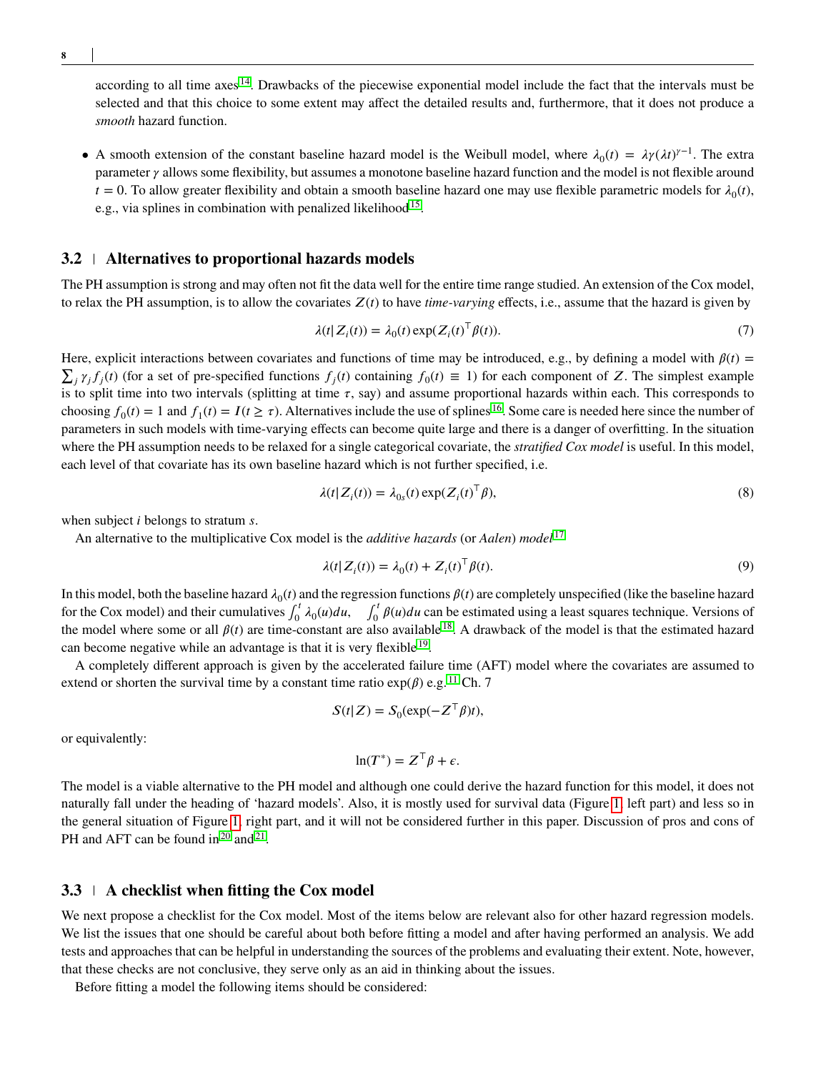according to all time axes[14]. Drawbacks of the piecewise exponential model include the fact that the intervals must be selected and that this choice to some extent may affect the detailed results and, furthermore, that it does not produce a *smooth* hazard function.

- A smooth extension of the constant baseline hazard model is the Weibull model, where $\lambda_0(t) = \lambda\gamma(\lambda t)^{\gamma-1}$. The extra parameter $\gamma$ allows some flexibility, but assumes a monotone baseline hazard function and the model is not flexible around $t = 0$. To allow greater flexibility and obtain a smooth baseline hazard one may use flexible parametric models for $\lambda_0(t)$, e.g., via splines in combination with penalized likelihood[15].

## 3.2 | Alternatives to proportional hazards models

The PH assumption is strong and may often not fit the data well for the entire time range studied. An extension of the Cox model, to relax the PH assumption, is to allow the covariates $Z(t)$ to have *time-varying* effects, i.e., assume that the hazard is given by

$$\lambda(t|Z_i(t)) = \lambda_0(t)\exp(Z_i(t)^\top \beta(t)). \tag{7}$$

Here, explicit interactions between covariates and functions of time may be introduced, e.g., by defining a model with $\beta(t) = \sum_j \gamma_j f_j(t)$ (for a set of pre-specified functions $f_j(t)$ containing $f_0(t) \equiv 1$) for each component of $Z$. The simplest example is to split time into two intervals (splitting at time $\tau$, say) and assume proportional hazards within each. This corresponds to choosing $f_0(t) = 1$ and $f_1(t) = I(t \geq \tau)$. Alternatives include the use of splines[16]. Some care is needed here since the number of parameters in such models with time-varying effects can become quite large and there is a danger of overfitting. In the situation where the PH assumption needs to be relaxed for a single categorical covariate, the *stratified Cox model* is useful. In this model, each level of that covariate has its own baseline hazard which is not further specified, i.e.

$$\lambda(t|Z_i(t)) = \lambda_{0s}(t)\exp(Z_i(t)^\top \beta), \tag{8}$$

when subject $i$ belongs to stratum $s$.

An alternative to the multiplicative Cox model is the *additive hazards* (or *Aalen*) *model*[17]

$$\lambda(t|Z_i(t)) = \lambda_0(t) + Z_i(t)^\top \beta(t). \tag{9}$$

In this model, both the baseline hazard $\lambda_0(t)$ and the regression functions $\beta(t)$ are completely unspecified (like the baseline hazard for the Cox model) and their cumulatives $\int_0^t \lambda_0(u)du, \quad \int_0^t \beta(u)du$ can be estimated using a least squares technique. Versions of the model where some or all $\beta(t)$ are time-constant are also available[18]. A drawback of the model is that the estimated hazard can become negative while an advantage is that it is very flexible[19].

A completely different approach is given by the accelerated failure time (AFT) model where the covariates are assumed to extend or shorten the survival time by a constant time ratio $\exp(\beta)$ e.g.[11] Ch. 7

$$S(t|Z) = S_0(\exp(-Z^\top \beta)t),$$

or equivalently:

$$\ln(T^*) = Z^\top \beta + \epsilon.$$

The model is a viable alternative to the PH model and although one could derive the hazard function for this model, it does not naturally fall under the heading of 'hazard models'. Also, it is mostly used for survival data (Figure 1, left part) and less so in the general situation of Figure 1, right part, and it will not be considered further in this paper. Discussion of pros and cons of PH and AFT can be found in[20] and[21].

## 3.3 | A checklist when fitting the Cox model

We next propose a checklist for the Cox model. Most of the items below are relevant also for other hazard regression models. We list the issues that one should be careful about both before fitting a model and after having performed an analysis. We add tests and approaches that can be helpful in understanding the sources of the problems and evaluating their extent. Note, however, that these checks are not conclusive, they serve only as an aid in thinking about the issues.

Before fitting a model the following items should be considered: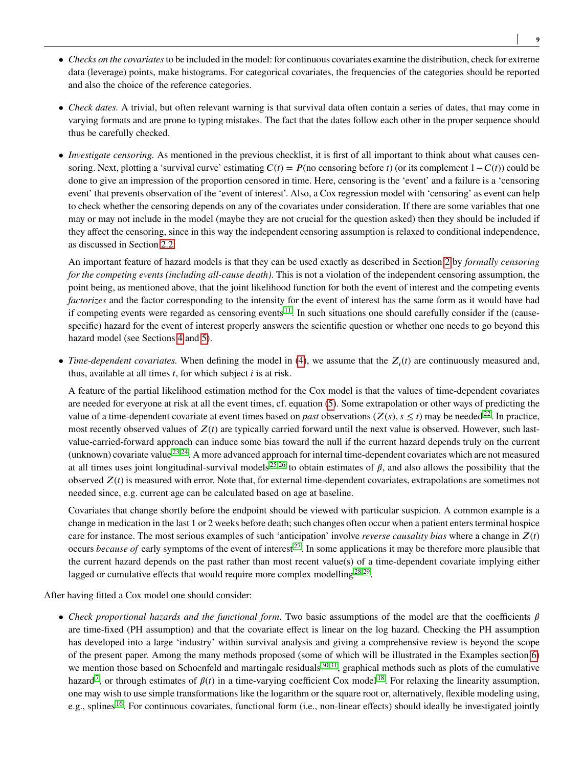- *Checks on the covariates* to be included in the model: for continuous covariates examine the distribution, check for extreme data (leverage) points, make histograms. For categorical covariates, the frequencies of the categories should be reported and also the choice of the reference categories.

- *Check dates.* A trivial, but often relevant warning is that survival data often contain a series of dates, that may come in varying formats and are prone to typing mistakes. The fact that the dates follow each other in the proper sequence should thus be carefully checked.

- *Investigate censoring.* As mentioned in the previous checklist, it is first of all important to think about what causes censoring. Next, plotting a 'survival curve' estimating $C(t) = P(\text{no censoring before } t)$ (or its complement $1 - C(t)$) could be done to give an impression of the proportion censored in time. Here, censoring is the 'event' and a failure is a 'censoring event' that prevents observation of the 'event of interest'. Also, a Cox regression model with 'censoring' as event can help to check whether the censoring depends on any of the covariates under consideration. If there are some variables that one may or may not include in the model (maybe they are not crucial for the question asked) then they should be included if they affect the censoring, since in this way the independent censoring assumption is relaxed to conditional independence, as discussed in Section 2.2.

  An important feature of hazard models is that they can be used exactly as described in Section 2 by *formally censoring for the competing events (including all-cause death)*. This is not a violation of the independent censoring assumption, the point being, as mentioned above, that the joint likelihood function for both the event of interest and the competing events *factorizes* and the factor corresponding to the intensity for the event of interest has the same form as it would have had if competing events were regarded as censoring events[11]. In such situations one should carefully consider if the (cause-specific) hazard for the event of interest properly answers the scientific question or whether one needs to go beyond this hazard model (see Sections 4 and 5).

- *Time-dependent covariates.* When defining the model in (4), we assume that the $Z_i(t)$ are continuously measured and, thus, available at all times $t$, for which subject $i$ is at risk.

  A feature of the partial likelihood estimation method for the Cox model is that the values of time-dependent covariates are needed for everyone at risk at all the event times, cf. equation (5). Some extrapolation or other ways of predicting the value of a time-dependent covariate at event times based on *past* observations ($Z(s), s \leq t$) may be needed[22]. In practice, most recently observed values of $Z(t)$ are typically carried forward until the next value is observed. However, such last-value-carried-forward approach can induce some bias toward the null if the current hazard depends truly on the current (unknown) covariate value[23,24]. A more advanced approach for internal time-dependent covariates which are not measured at all times uses joint longitudinal-survival models[25,26] to obtain estimates of $\beta$, and also allows the possibility that the observed $Z(t)$ is measured with error. Note that, for external time-dependent covariates, extrapolations are sometimes not needed since, e.g. current age can be calculated based on age at baseline.

  Covariates that change shortly before the endpoint should be viewed with particular suspicion. A common example is a change in medication in the last 1 or 2 weeks before death; such changes often occur when a patient enters terminal hospice care for instance. The most serious examples of such 'anticipation' involve *reverse causality bias* where a change in $Z(t)$ occurs *because of* early symptoms of the event of interest[27]. In some applications it may be therefore more plausible that the current hazard depends on the past rather than most recent value(s) of a time-dependent covariate implying either lagged or cumulative effects that would require more complex modelling[28,29].

After having fitted a Cox model one should consider:

- *Check proportional hazards and the functional form.* Two basic assumptions of the model are that the coefficients $\beta$ are time-fixed (PH assumption) and that the covariate effect is linear on the log hazard. Checking the PH assumption has developed into a large 'industry' within survival analysis and giving a comprehensive review is beyond the scope of the present paper. Among the many methods proposed (some of which will be illustrated in the Examples section 6) we mention those based on Schoenfeld and martingale residuals[30,31], graphical methods such as plots of the cumulative hazard[7], or through estimates of $\beta(t)$ in a time-varying coefficient Cox model[18]. For relaxing the linearity assumption, one may wish to use simple transformations like the logarithm or the square root or, alternatively, flexible modeling using, e.g., splines[16]. For continuous covariates, functional form (i.e., non-linear effects) should ideally be investigated jointly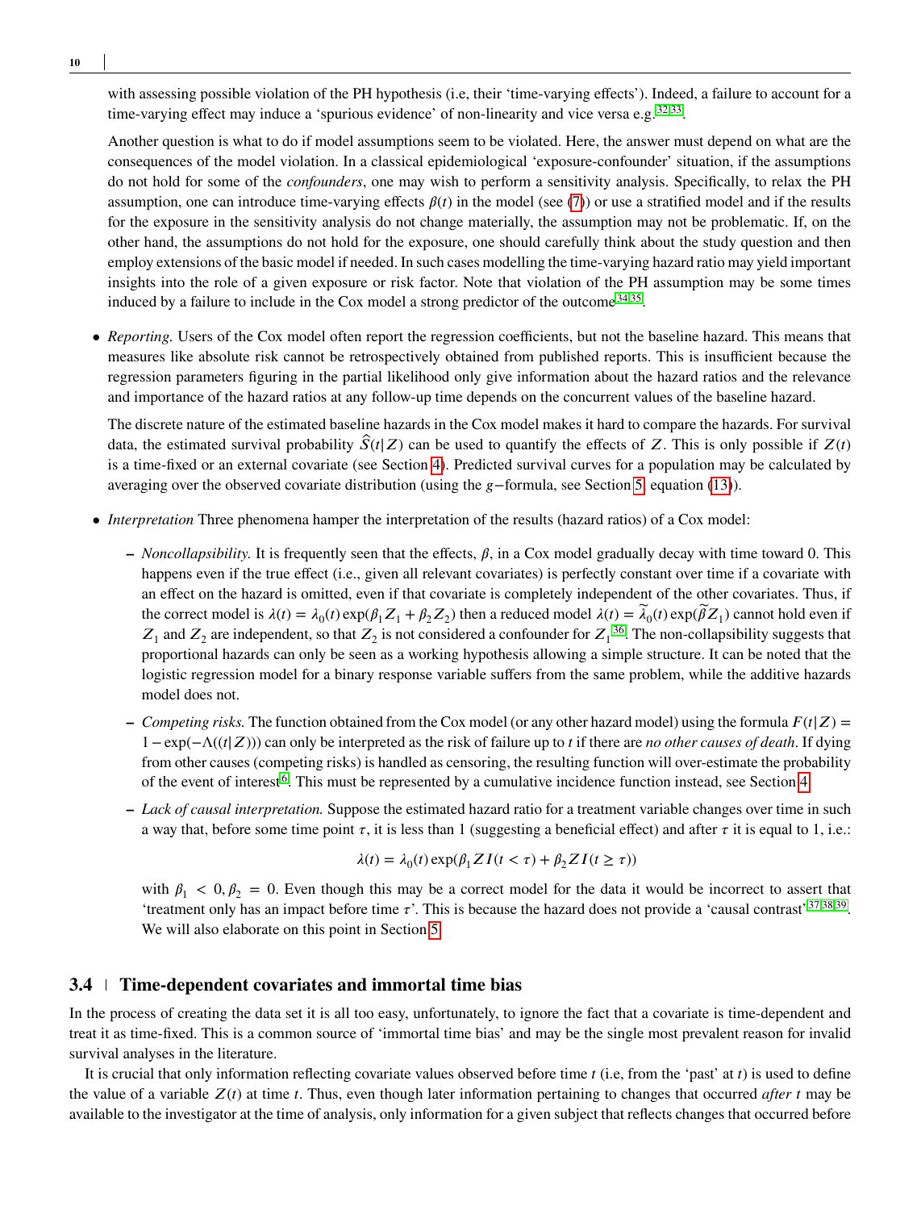with assessing possible violation of the PH hypothesis (i.e, their 'time-varying effects'). Indeed, a failure to account for a time-varying effect may induce a 'spurious evidence' of non-linearity and vice versa e.g.[32,33].

Another question is what to do if model assumptions seem to be violated. Here, the answer must depend on what are the consequences of the model violation. In a classical epidemiological 'exposure-confounder' situation, if the assumptions do not hold for some of the *confounders*, one may wish to perform a sensitivity analysis. Specifically, to relax the PH assumption, one can introduce time-varying effects $\beta(t)$ in the model (see (7)) or use a stratified model and if the results for the exposure in the sensitivity analysis do not change materially, the assumption may not be problematic. If, on the other hand, the assumptions do not hold for the exposure, one should carefully think about the study question and then employ extensions of the basic model if needed. In such cases modelling the time-varying hazard ratio may yield important insights into the role of a given exposure or risk factor. Note that violation of the PH assumption may be some times induced by a failure to include in the Cox model a strong predictor of the outcome[34,35].

- *Reporting.* Users of the Cox model often report the regression coefficients, but not the baseline hazard. This means that measures like absolute risk cannot be retrospectively obtained from published reports. This is insufficient because the regression parameters figuring in the partial likelihood only give information about the hazard ratios and the relevance and importance of the hazard ratios at any follow-up time depends on the concurrent values of the baseline hazard.

  The discrete nature of the estimated baseline hazards in the Cox model makes it hard to compare the hazards. For survival data, the estimated survival probability $\widehat{S}(t|Z)$ can be used to quantify the effects of $Z$. This is only possible if $Z(t)$ is a time-fixed or an external covariate (see Section 4). Predicted survival curves for a population may be calculated by averaging over the observed covariate distribution (using the $g-$formula, see Section 5, equation (13)).

- *Interpretation* Three phenomena hamper the interpretation of the results (hazard ratios) of a Cox model:

  - *Noncollapsibility.* It is frequently seen that the effects, $\beta$, in a Cox model gradually decay with time toward 0. This happens even if the true effect (i.e., given all relevant covariates) is perfectly constant over time if a covariate with an effect on the hazard is omitted, even if that covariate is completely independent of the other covariates. Thus, if the correct model is $\lambda(t) = \lambda_0(t)\exp(\beta_1 Z_1 + \beta_2 Z_2)$ then a reduced model $\lambda(t) = \widetilde{\lambda}_0(t)\exp(\widetilde{\beta} Z_1)$ cannot hold even if $Z_1$ and $Z_2$ are independent, so that $Z_2$ is not considered a confounder for $Z_1$[36]. The non-collapsibility suggests that proportional hazards can only be seen as a working hypothesis allowing a simple structure. It can be noted that the logistic regression model for a binary response variable suffers from the same problem, while the additive hazards model does not.
  - *Competing risks.* The function obtained from the Cox model (or any other hazard model) using the formula $F(t|Z) = 1 - \exp(-\Lambda((t|Z)))$ can only be interpreted as the risk of failure up to $t$ if there are *no other causes of death*. If dying from other causes (competing risks) is handled as censoring, the resulting function will over-estimate the probability of the event of interest[6]. This must be represented by a cumulative incidence function instead, see Section 4.
  - *Lack of causal interpretation.* Suppose the estimated hazard ratio for a treatment variable changes over time in such a way that, before some time point $\tau$, it is less than 1 (suggesting a beneficial effect) and after $\tau$ it is equal to 1, i.e.:

    $$\lambda(t) = \lambda_0(t)\exp(\beta_1 Z I(t < \tau) + \beta_2 Z I(t \geq \tau))$$

    with $\beta_1 < 0, \beta_2 = 0$. Even though this may be a correct model for the data it would be incorrect to assert that 'treatment only has an impact before time $\tau$'. This is because the hazard does not provide a 'causal contrast'[37,38,39]. We will also elaborate on this point in Section 5.

## 3.4 Time-dependent covariates and immortal time bias

In the process of creating the data set it is all too easy, unfortunately, to ignore the fact that a covariate is time-dependent and treat it as time-fixed. This is a common source of 'immortal time bias' and may be the single most prevalent reason for invalid survival analyses in the literature.

It is crucial that only information reflecting covariate values observed before time $t$ (i.e, from the 'past' at $t$) is used to define the value of a variable $Z(t)$ at time $t$. Thus, even though later information pertaining to changes that occurred *after* $t$ may be available to the investigator at the time of analysis, only information for a given subject that reflects changes that occurred before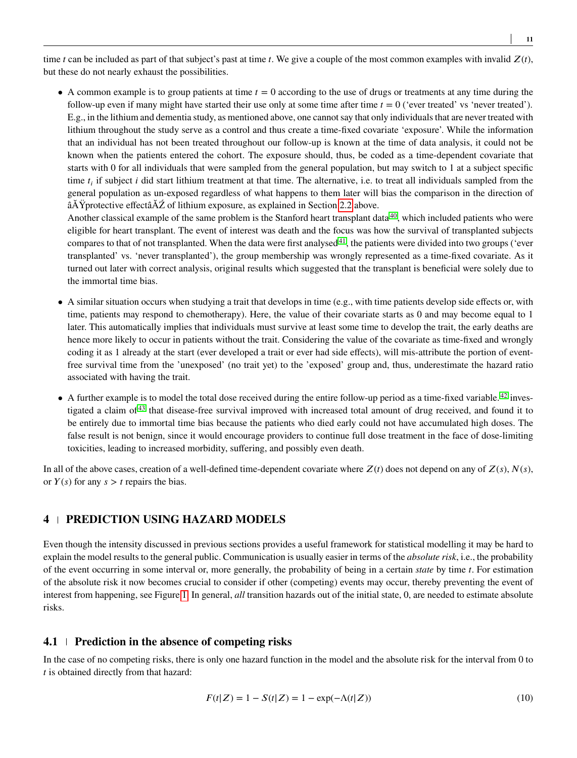time $t$ can be included as part of that subject's past at time $t$. We give a couple of the most common examples with invalid $Z(t)$, but these do not nearly exhaust the possibilities.

- A common example is to group patients at time $t = 0$ according to the use of drugs or treatments at any time during the follow-up even if many might have started their use only at some time after time $t = 0$ ('ever treated' vs 'never treated'). E.g., in the lithium and dementia study, as mentioned above, one cannot say that only individuals that are never treated with lithium throughout the study serve as a control and thus create a time-fixed covariate 'exposure'. While the information that an individual has not been treated throughout our follow-up is known at the time of data analysis, it could not be known when the patients entered the cohort. The exposure should, thus, be coded as a time-dependent covariate that starts with 0 for all individuals that were sampled from the general population, but may switch to 1 at a subject specific time $t_i$ if subject $i$ did start lithium treatment at that time. The alternative, i.e. to treat all individuals sampled from the general population as un-exposed regardless of what happens to them later will bias the comparison in the direction of âĂŸprotective effectâĂŹ of lithium exposure, as explained in Section 2.2 above.
  Another classical example of the same problem is the Stanford heart transplant data[40], which included patients who were eligible for heart transplant. The event of interest was death and the focus was how the survival of transplanted subjects compares to that of not transplanted. When the data were first analysed[41], the patients were divided into two groups ('ever transplanted' vs. 'never transplanted'), the group membership was wrongly represented as a time-fixed covariate. As it turned out later with correct analysis, original results which suggested that the transplant is beneficial were solely due to the immortal time bias.

- A similar situation occurs when studying a trait that develops in time (e.g., with time patients develop side effects or, with time, patients may respond to chemotherapy). Here, the value of their covariate starts as 0 and may become equal to 1 later. This automatically implies that individuals must survive at least some time to develop the trait, the early deaths are hence more likely to occur in patients without the trait. Considering the value of the covariate as time-fixed and wrongly coding it as 1 already at the start (ever developed a trait or ever had side effects), will mis-attribute the portion of event-free survival time from the 'unexposed' (no trait yet) to the 'exposed' group and, thus, underestimate the hazard ratio associated with having the trait.

- A further example is to model the total dose received during the entire follow-up period as a time-fixed variable.[42] investigated a claim of[43] that disease-free survival improved with increased total amount of drug received, and found it to be entirely due to immortal time bias because the patients who died early could not have accumulated high doses. The false result is not benign, since it would encourage providers to continue full dose treatment in the face of dose-limiting toxicities, leading to increased morbidity, suffering, and possibly even death.

In all of the above cases, creation of a well-defined time-dependent covariate where $Z(t)$ does not depend on any of $Z(s)$, $N(s)$, or $Y(s)$ for any $s > t$ repairs the bias.

## 4 | PREDICTION USING HAZARD MODELS

Even though the intensity discussed in previous sections provides a useful framework for statistical modelling it may be hard to explain the model results to the general public. Communication is usually easier in terms of the *absolute risk*, i.e., the probability of the event occurring in some interval or, more generally, the probability of being in a certain *state* by time $t$. For estimation of the absolute risk it now becomes crucial to consider if other (competing) events may occur, thereby preventing the event of interest from happening, see Figure 1. In general, *all* transition hazards out of the initial state, 0, are needed to estimate absolute risks.

### 4.1 | Prediction in the absence of competing risks

In the case of no competing risks, there is only one hazard function in the model and the absolute risk for the interval from 0 to $t$ is obtained directly from that hazard:

$$F(t|Z) = 1 - S(t|Z) = 1 - \exp(-\Lambda(t|Z)) \tag{10}$$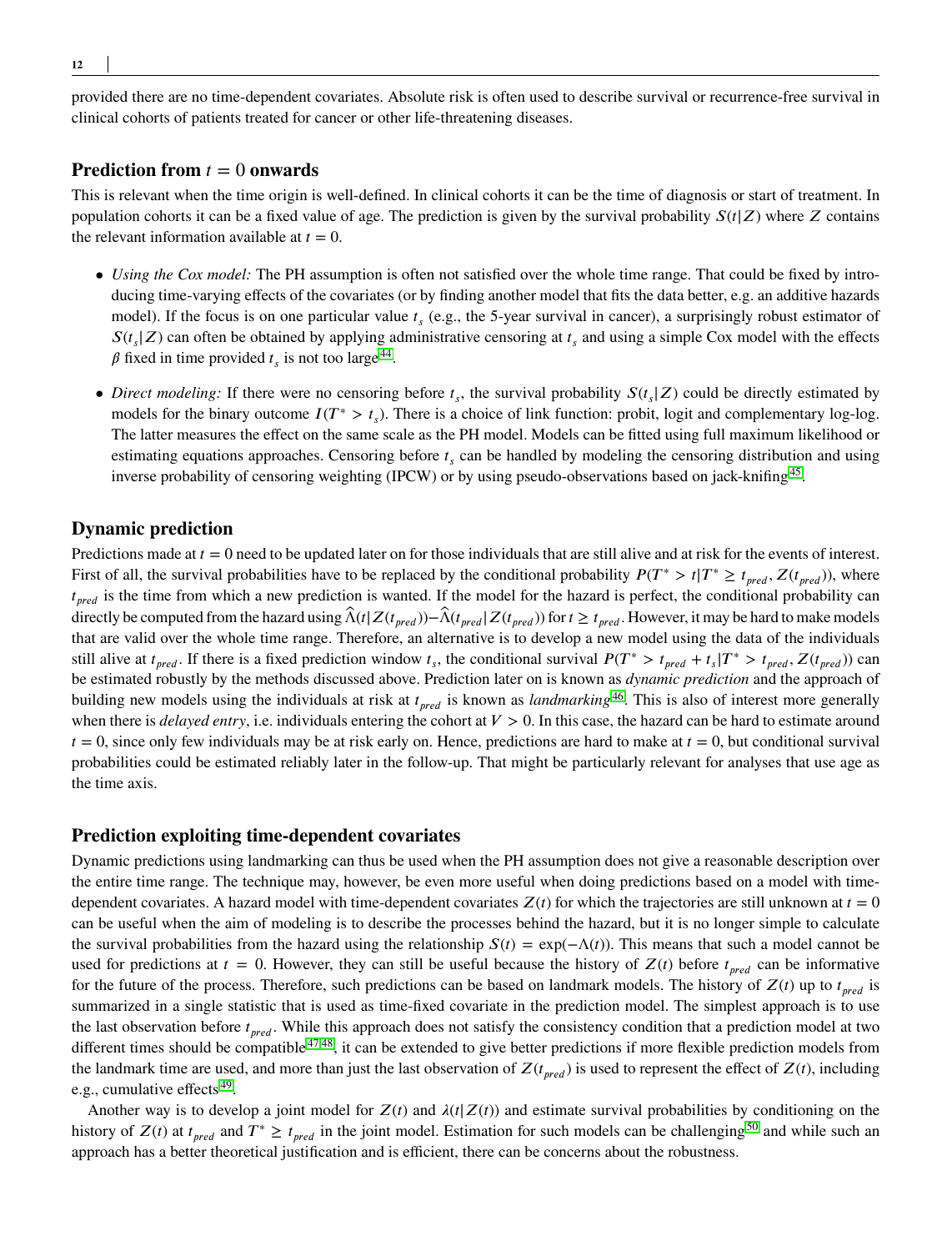provided there are no time-dependent covariates. Absolute risk is often used to describe survival or recurrence-free survival in clinical cohorts of patients treated for cancer or other life-threatening diseases.

## Prediction from $t = 0$ onwards

This is relevant when the time origin is well-defined. In clinical cohorts it can be the time of diagnosis or start of treatment. In population cohorts it can be a fixed value of age. The prediction is given by the survival probability $S(t|Z)$ where $Z$ contains the relevant information available at $t = 0$.

- *Using the Cox model:* The PH assumption is often not satisfied over the whole time range. That could be fixed by introducing time-varying effects of the covariates (or by finding another model that fits the data better, e.g. an additive hazards model). If the focus is on one particular value $t_s$ (e.g., the 5-year survival in cancer), a surprisingly robust estimator of $S(t_s|Z)$ can often be obtained by applying administrative censoring at $t_s$ and using a simple Cox model with the effects $\beta$ fixed in time provided $t_s$ is not too large[44].

- *Direct modeling:* If there were no censoring before $t_s$, the survival probability $S(t_s|Z)$ could be directly estimated by models for the binary outcome $I(T^* > t_s)$. There is a choice of link function: probit, logit and complementary log-log. The latter measures the effect on the same scale as the PH model. Models can be fitted using full maximum likelihood or estimating equations approaches. Censoring before $t_s$ can be handled by modeling the censoring distribution and using inverse probability of censoring weighting (IPCW) or by using pseudo-observations based on jack-knifing[45].

## Dynamic prediction

Predictions made at $t = 0$ need to be updated later on for those individuals that are still alive and at risk for the events of interest. First of all, the survival probabilities have to be replaced by the conditional probability $P(T^* > t|T^* \geq t_{pred}, Z(t_{pred}))$, where $t_{pred}$ is the time from which a new prediction is wanted. If the model for the hazard is perfect, the conditional probability can directly be computed from the hazard using $\widehat{\Lambda}(t|Z(t_{pred}))-\widehat{\Lambda}(t_{pred}|Z(t_{pred}))$ for $t \geq t_{pred}$. However, it may be hard to make models that are valid over the whole time range. Therefore, an alternative is to develop a new model using the data of the individuals still alive at $t_{pred}$. If there is a fixed prediction window $t_s$, the conditional survival $P(T^* > t_{pred} + t_s|T^* > t_{pred}, Z(t_{pred}))$ can be estimated robustly by the methods discussed above. Prediction later on is known as *dynamic prediction* and the approach of building new models using the individuals at risk at $t_{pred}$ is known as *landmarking*[46]. This is also of interest more generally when there is *delayed entry*, i.e. individuals entering the cohort at $V > 0$. In this case, the hazard can be hard to estimate around $t = 0$, since only few individuals may be at risk early on. Hence, predictions are hard to make at $t = 0$, but conditional survival probabilities could be estimated reliably later in the follow-up. That might be particularly relevant for analyses that use age as the time axis.

## Prediction exploiting time-dependent covariates

Dynamic predictions using landmarking can thus be used when the PH assumption does not give a reasonable description over the entire time range. The technique may, however, be even more useful when doing predictions based on a model with time-dependent covariates. A hazard model with time-dependent covariates $Z(t)$ for which the trajectories are still unknown at $t = 0$ can be useful when the aim of modeling is to describe the processes behind the hazard, but it is no longer simple to calculate the survival probabilities from the hazard using the relationship $S(t) = \exp(-\Lambda(t))$. This means that such a model cannot be used for predictions at $t = 0$. However, they can still be useful because the history of $Z(t)$ before $t_{pred}$ can be informative for the future of the process. Therefore, such predictions can be based on landmark models. The history of $Z(t)$ up to $t_{pred}$ is summarized in a single statistic that is used as time-fixed covariate in the prediction model. The simplest approach is to use the last observation before $t_{pred}$. While this approach does not satisfy the consistency condition that a prediction model at two different times should be compatible[47,48], it can be extended to give better predictions if more flexible prediction models from the landmark time are used, and more than just the last observation of $Z(t_{pred})$ is used to represent the effect of $Z(t)$, including e.g., cumulative effects[49].

Another way is to develop a joint model for $Z(t)$ and $\lambda(t|Z(t))$ and estimate survival probabilities by conditioning on the history of $Z(t)$ at $t_{pred}$ and $T^* \geq t_{pred}$ in the joint model. Estimation for such models can be challenging[50] and while such an approach has a better theoretical justification and is efficient, there can be concerns about the robustness.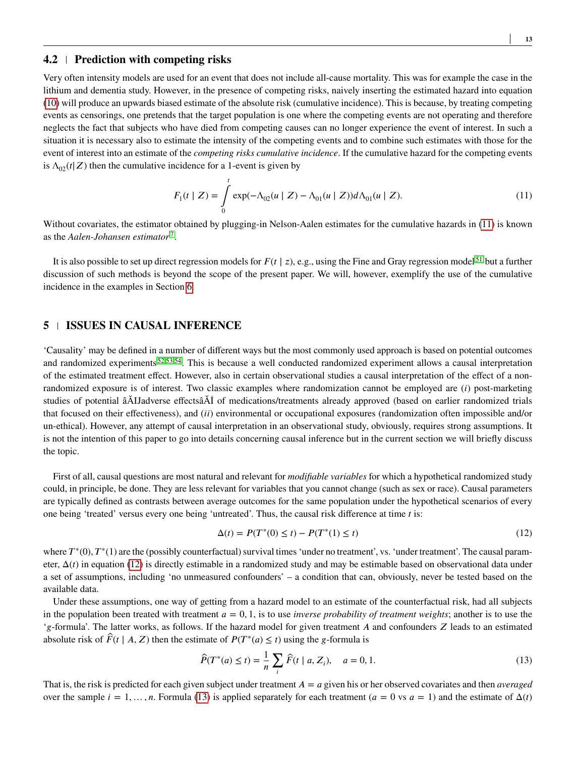## 4.2 | Prediction with competing risks

Very often intensity models are used for an event that does not include all-cause mortality. This was for example the case in the lithium and dementia study. However, in the presence of competing risks, naively inserting the estimated hazard into equation (10) will produce an upwards biased estimate of the absolute risk (cumulative incidence). This is because, by treating competing events as censorings, one pretends that the target population is one where the competing events are not operating and therefore neglects the fact that subjects who have died from competing causes can no longer experience the event of interest. In such a situation it is necessary also to estimate the intensity of the competing events and to combine such estimates with those for the event of interest into an estimate of the *competing risks cumulative incidence*. If the cumulative hazard for the competing events is $\Lambda_{02}(t|Z)$ then the cumulative incidence for a 1-event is given by

$$F_1(t \mid Z) = \int_0^t \exp(-\Lambda_{02}(u \mid Z) - \Lambda_{01}(u \mid Z)) d\Lambda_{01}(u \mid Z). \tag{11}$$

Without covariates, the estimator obtained by plugging-in Nelson-Aalen estimates for the cumulative hazards in (11) is known as the *Aalen-Johansen estimator*[7].

It is also possible to set up direct regression models for $F(t \mid z)$, e.g., using the Fine and Gray regression model[51] but a further discussion of such methods is beyond the scope of the present paper. We will, however, exemplify the use of the cumulative incidence in the examples in Section 6.

# 5 | ISSUES IN CAUSAL INFERENCE

'Causality' may be defined in a number of different ways but the most commonly used approach is based on potential outcomes and randomized experiments[52,53,54]. This is because a well conducted randomized experiment allows a causal interpretation of the estimated treatment effect. However, also in certain observational studies a causal interpretation of the effect of a non-randomized exposure is of interest. Two classic examples where randomization cannot be employed are (*i*) post-marketing studies of potential âĂIJadverse effectsâĂİ of medications/treatments already approved (based on earlier randomized trials that focused on their effectiveness), and (*ii*) environmental or occupational exposures (randomization often impossible and/or un-ethical). However, any attempt of causal interpretation in an observational study, obviously, requires strong assumptions. It is not the intention of this paper to go into details concerning causal inference but in the current section we will briefly discuss the topic.

First of all, causal questions are most natural and relevant for *modifiable variables* for which a hypothetical randomized study could, in principle, be done. They are less relevant for variables that you cannot change (such as sex or race). Causal parameters are typically defined as contrasts between average outcomes for the same population under the hypothetical scenarios of every one being 'treated' versus every one being 'untreated'. Thus, the causal risk difference at time $t$ is:

$$\Delta(t) = P(T^*(0) \leq t) - P(T^*(1) \leq t) \tag{12}$$

where $T^*(0), T^*(1)$ are the (possibly counterfactual) survival times 'under no treatment', vs. 'under treatment'. The causal parameter, $\Delta(t)$ in equation (12) is directly estimable in a randomized study and may be estimable based on observational data under a set of assumptions, including 'no unmeasured confounders' – a condition that can, obviously, never be tested based on the available data.

Under these assumptions, one way of getting from a hazard model to an estimate of the counterfactual risk, had all subjects in the population been treated with treatment $a = 0, 1$, is to use *inverse probability of treatment weights*; another is to use the '$g$-formula'. The latter works, as follows. If the hazard model for given treatment $A$ and confounders $Z$ leads to an estimated absolute risk of $\widehat{F}(t \mid A, Z)$ then the estimate of $P(T^*(a) \leq t)$ using the $g$-formula is

$$\widehat{P}(T^*(a) \leq t) = \frac{1}{n} \sum_i \widehat{F}(t \mid a, Z_i), \quad a = 0, 1. \tag{13}$$

That is, the risk is predicted for each given subject under treatment $A = a$ given his or her observed covariates and then *averaged* over the sample $i = 1, \ldots, n$. Formula (13) is applied separately for each treatment ($a = 0$ vs $a = 1$) and the estimate of $\Delta(t)$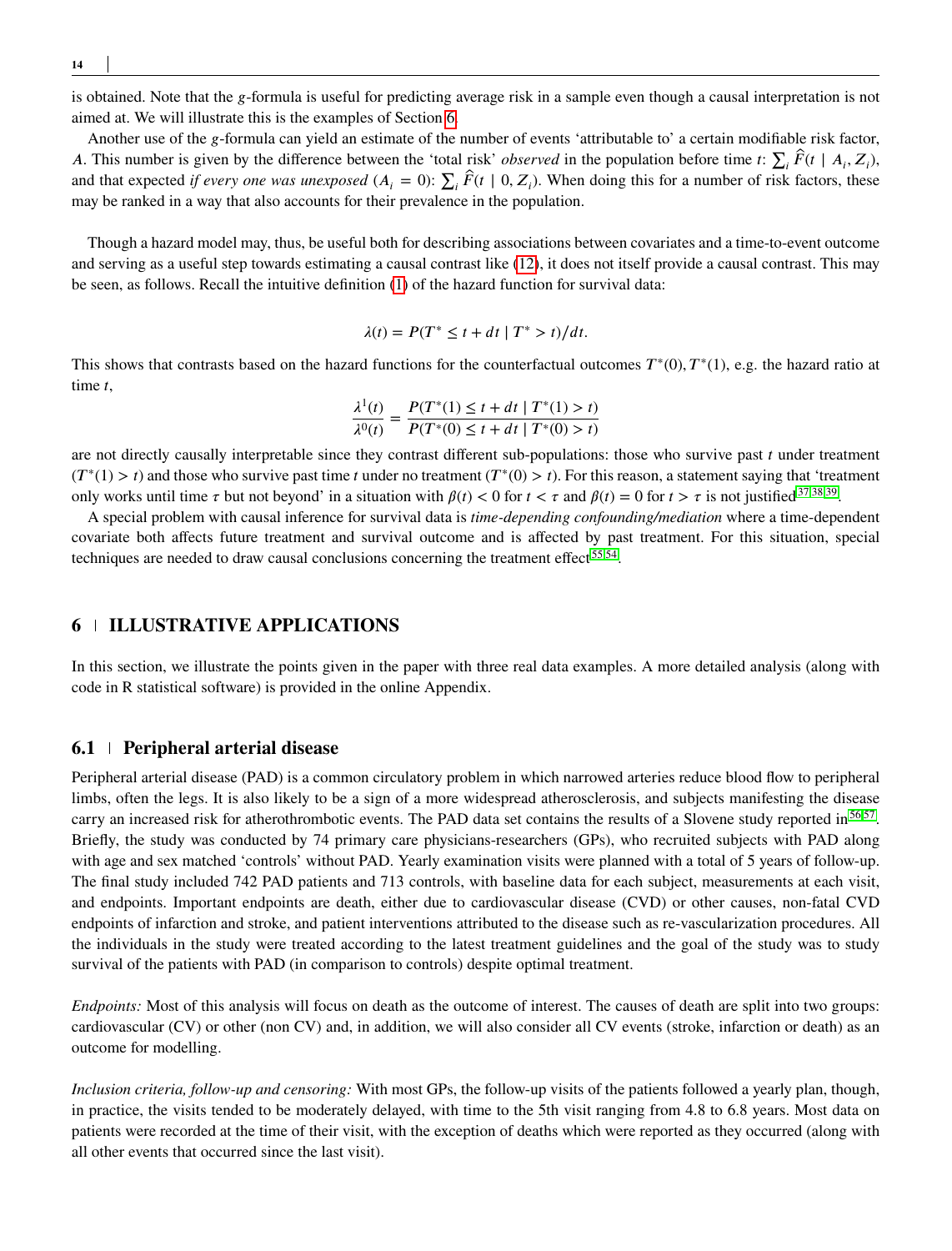is obtained. Note that the $g$-formula is useful for predicting average risk in a sample even though a causal interpretation is not aimed at. We will illustrate this is the examples of Section 6.

Another use of the $g$-formula can yield an estimate of the number of events 'attributable to' a certain modifiable risk factor, $A$. This number is given by the difference between the 'total risk' *observed* in the population before time $t$: $\sum_i \widehat{F}(t \mid A_i, Z_i)$, and that expected *if every one was unexposed* ($A_i = 0$): $\sum_i \widehat{F}(t \mid 0, Z_i)$. When doing this for a number of risk factors, these may be ranked in a way that also accounts for their prevalence in the population.

Though a hazard model may, thus, be useful both for describing associations between covariates and a time-to-event outcome and serving as a useful step towards estimating a causal contrast like (12), it does not itself provide a causal contrast. This may be seen, as follows. Recall the intuitive definition (1) of the hazard function for survival data:

$$\lambda(t) = P(T^* \leq t + dt \mid T^* > t)/dt.$$

This shows that contrasts based on the hazard functions for the counterfactual outcomes $T^*(0), T^*(1)$, e.g. the hazard ratio at time $t$,

$$\frac{\lambda^1(t)}{\lambda^0(t)} = \frac{P(T^*(1) \leq t + dt \mid T^*(1) > t)}{P(T^*(0) \leq t + dt \mid T^*(0) > t)}$$

are not directly causally interpretable since they contrast different sub-populations: those who survive past $t$ under treatment ($T^*(1) > t$) and those who survive past time $t$ under no treatment ($T^*(0) > t$). For this reason, a statement saying that 'treatment only works until time $\tau$ but not beyond' in a situation with $\beta(t) < 0$ for $t < \tau$ and $\beta(t) = 0$ for $t > \tau$ is not justified[37,38,39].

A special problem with causal inference for survival data is *time-depending confounding/mediation* where a time-dependent covariate both affects future treatment and survival outcome and is affected by past treatment. For this situation, special techniques are needed to draw causal conclusions concerning the treatment effect[55,54].

## 6 | ILLUSTRATIVE APPLICATIONS

In this section, we illustrate the points given in the paper with three real data examples. A more detailed analysis (along with code in R statistical software) is provided in the online Appendix.

### 6.1 | Peripheral arterial disease

Peripheral arterial disease (PAD) is a common circulatory problem in which narrowed arteries reduce blood flow to peripheral limbs, often the legs. It is also likely to be a sign of a more widespread atherosclerosis, and subjects manifesting the disease carry an increased risk for atherothrombotic events. The PAD data set contains the results of a Slovene study reported in[56,57]. Briefly, the study was conducted by 74 primary care physicians-researchers (GPs), who recruited subjects with PAD along with age and sex matched 'controls' without PAD. Yearly examination visits were planned with a total of 5 years of follow-up. The final study included 742 PAD patients and 713 controls, with baseline data for each subject, measurements at each visit, and endpoints. Important endpoints are death, either due to cardiovascular disease (CVD) or other causes, non-fatal CVD endpoints of infarction and stroke, and patient interventions attributed to the disease such as re-vascularization procedures. All the individuals in the study were treated according to the latest treatment guidelines and the goal of the study was to study survival of the patients with PAD (in comparison to controls) despite optimal treatment.

*Endpoints:* Most of this analysis will focus on death as the outcome of interest. The causes of death are split into two groups: cardiovascular (CV) or other (non CV) and, in addition, we will also consider all CV events (stroke, infarction or death) as an outcome for modelling.

*Inclusion criteria, follow-up and censoring:* With most GPs, the follow-up visits of the patients followed a yearly plan, though, in practice, the visits tended to be moderately delayed, with time to the 5th visit ranging from 4.8 to 6.8 years. Most data on patients were recorded at the time of their visit, with the exception of deaths which were reported as they occurred (along with all other events that occurred since the last visit).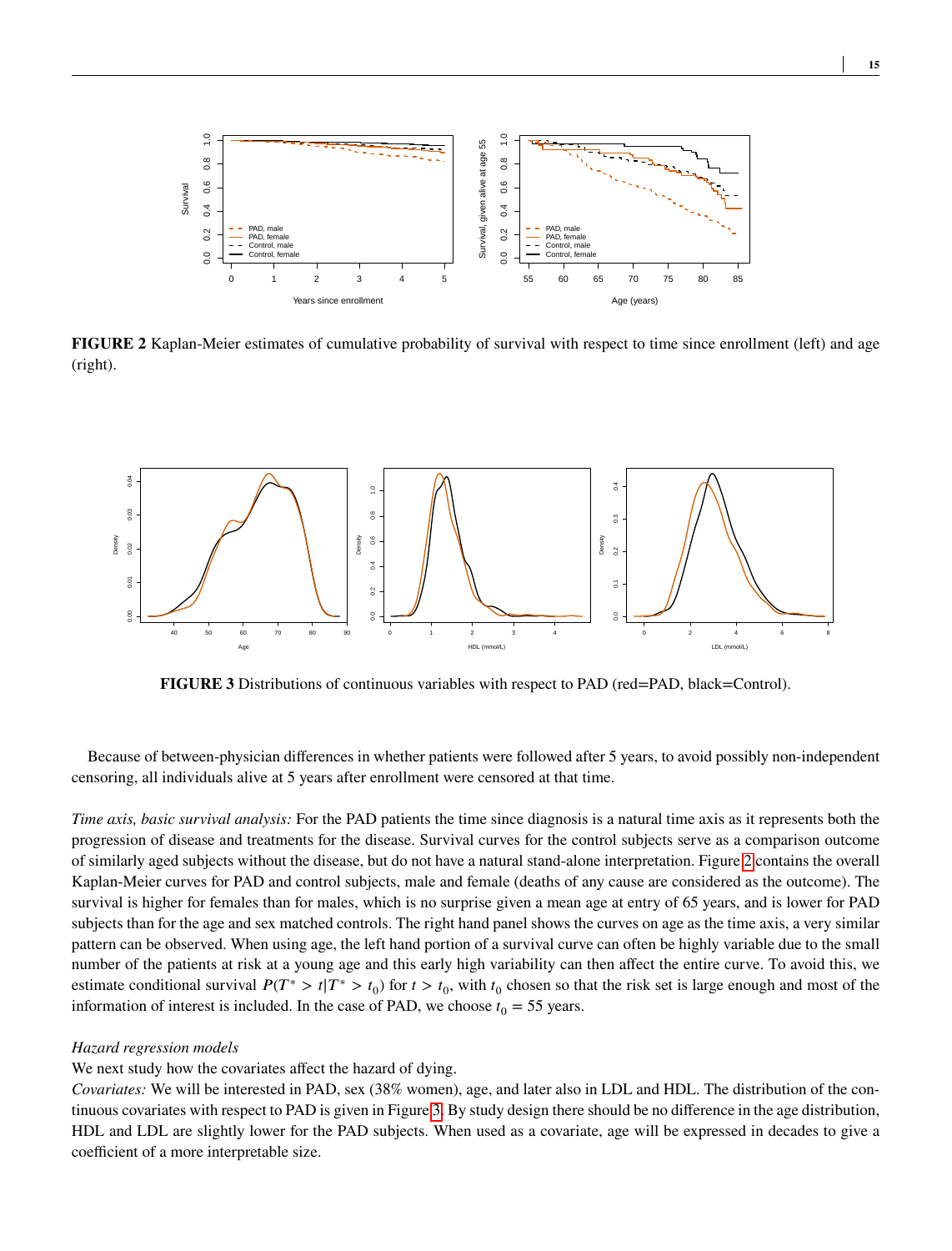**FIGURE 2** Kaplan-Meier estimates of cumulative probability of survival with respect to time since enrollment (left) and age (right).

**FIGURE 3** Distributions of continuous variables with respect to PAD (red=PAD, black=Control).

Because of between-physician differences in whether patients were followed after 5 years, to avoid possibly non-independent censoring, all individuals alive at 5 years after enrollment were censored at that time.

*Time axis, basic survival analysis:* For the PAD patients the time since diagnosis is a natural time axis as it represents both the progression of disease and treatments for the disease. Survival curves for the control subjects serve as a comparison outcome of similarly aged subjects without the disease, but do not have a natural stand-alone interpretation. Figure 2 contains the overall Kaplan-Meier curves for PAD and control subjects, male and female (deaths of any cause are considered as the outcome). The survival is higher for females than for males, which is no surprise given a mean age at entry of 65 years, and is lower for PAD subjects than for the age and sex matched controls. The right hand panel shows the curves on age as the time axis, a very similar pattern can be observed. When using age, the left hand portion of a survival curve can often be highly variable due to the small number of the patients at risk at a young age and this early high variability can then affect the entire curve. To avoid this, we estimate conditional survival $P(T^* > t | T^* > t_0)$ for $t > t_0$, with $t_0$ chosen so that the risk set is large enough and most of the information of interest is included. In the case of PAD, we choose $t_0 = 55$ years.

*Hazard regression models*

We next study how the covariates affect the hazard of dying.

*Covariates:* We will be interested in PAD, sex (38% women), age, and later also in LDL and HDL. The distribution of the continuous covariates with respect to PAD is given in Figure 3. By study design there should be no difference in the age distribution, HDL and LDL are slightly lower for the PAD subjects. When used as a covariate, age will be expressed in decades to give a coefficient of a more interpretable size.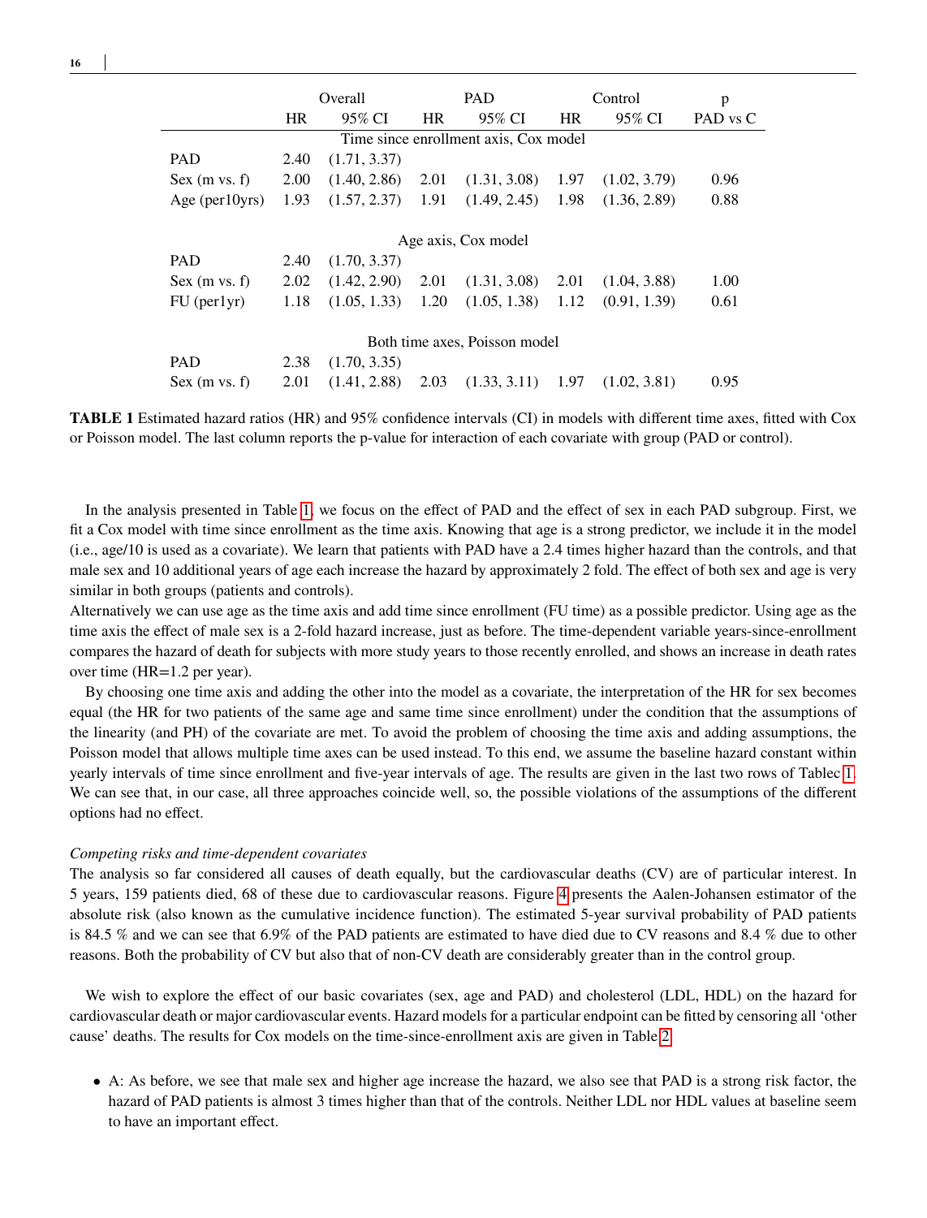| | Overall | | PAD | | Control | | p |
|---|---|---|---|---|---|---|---|
| | HR | 95% CI | HR | 95% CI | HR | 95% CI | PAD vs C |
| **Time since enrollment axis, Cox model** | | | | | | | |
| PAD | 2.40 | (1.71, 3.37) | | | | | |
| Sex (m vs. f) | 2.00 | (1.40, 2.86) | 2.01 | (1.31, 3.08) | 1.97 | (1.02, 3.79) | 0.96 |
| Age (per10yrs) | 1.93 | (1.57, 2.37) | 1.91 | (1.49, 2.45) | 1.98 | (1.36, 2.89) | 0.88 |
| **Age axis, Cox model** | | | | | | | |
| PAD | 2.40 | (1.70, 3.37) | | | | | |
| Sex (m vs. f) | 2.02 | (1.42, 2.90) | 2.01 | (1.31, 3.08) | 2.01 | (1.04, 3.88) | 1.00 |
| FU (per1yr) | 1.18 | (1.05, 1.33) | 1.20 | (1.05, 1.38) | 1.12 | (0.91, 1.39) | 0.61 |
| **Both time axes, Poisson model** | | | | | | | |
| PAD | 2.38 | (1.70, 3.35) | | | | | |
| Sex (m vs. f) | 2.01 | (1.41, 2.88) | 2.03 | (1.33, 3.11) | 1.97 | (1.02, 3.81) | 0.95 |

**TABLE 1** Estimated hazard ratios (HR) and 95% confidence intervals (CI) in models with different time axes, fitted with Cox or Poisson model. The last column reports the p-value for interaction of each covariate with group (PAD or control).

In the analysis presented in Table 1, we focus on the effect of PAD and the effect of sex in each PAD subgroup. First, we fit a Cox model with time since enrollment as the time axis. Knowing that age is a strong predictor, we include it in the model (i.e., age/10 is used as a covariate). We learn that patients with PAD have a 2.4 times higher hazard than the controls, and that male sex and 10 additional years of age each increase the hazard by approximately 2 fold. The effect of both sex and age is very similar in both groups (patients and controls).

Alternatively we can use age as the time axis and add time since enrollment (FU time) as a possible predictor. Using age as the time axis the effect of male sex is a 2-fold hazard increase, just as before. The time-dependent variable years-since-enrollment compares the hazard of death for subjects with more study years to those recently enrolled, and shows an increase in death rates over time (HR=1.2 per year).

By choosing one time axis and adding the other into the model as a covariate, the interpretation of the HR for sex becomes equal (the HR for two patients of the same age and same time since enrollment) under the condition that the assumptions of the linearity (and PH) of the covariate are met. To avoid the problem of choosing the time axis and adding assumptions, the Poisson model that allows multiple time axes can be used instead. To this end, we assume the baseline hazard constant within yearly intervals of time since enrollment and five-year intervals of age. The results are given in the last two rows of Tablec 1. We can see that, in our case, all three approaches coincide well, so, the possible violations of the assumptions of the different options had no effect.

*Competing risks and time-dependent covariates*

The analysis so far considered all causes of death equally, but the cardiovascular deaths (CV) are of particular interest. In 5 years, 159 patients died, 68 of these due to cardiovascular reasons. Figure 4 presents the Aalen-Johansen estimator of the absolute risk (also known as the cumulative incidence function). The estimated 5-year survival probability of PAD patients is 84.5 % and we can see that 6.9% of the PAD patients are estimated to have died due to CV reasons and 8.4 % due to other reasons. Both the probability of CV but also that of non-CV death are considerably greater than in the control group.

We wish to explore the effect of our basic covariates (sex, age and PAD) and cholesterol (LDL, HDL) on the hazard for cardiovascular death or major cardiovascular events. Hazard models for a particular endpoint can be fitted by censoring all 'other cause' deaths. The results for Cox models on the time-since-enrollment axis are given in Table 2.

- A: As before, we see that male sex and higher age increase the hazard, we also see that PAD is a strong risk factor, the hazard of PAD patients is almost 3 times higher than that of the controls. Neither LDL nor HDL values at baseline seem to have an important effect.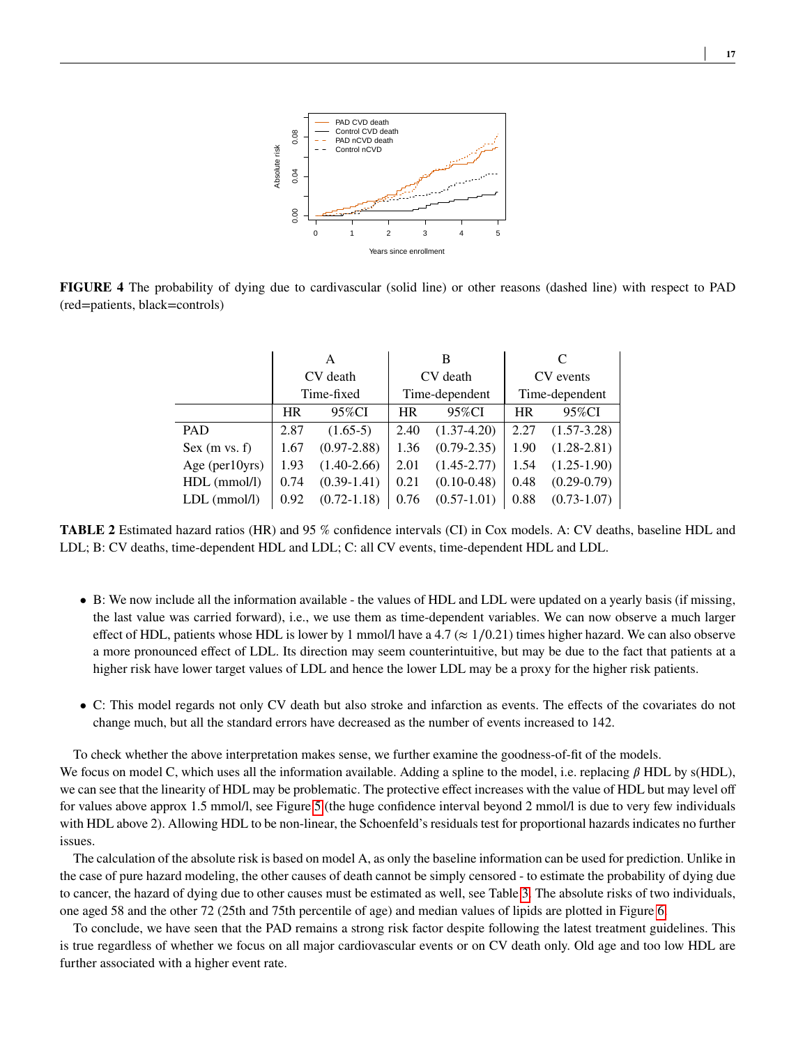**FIGURE 4** The probability of dying due to cardivascular (solid line) or other reasons (dashed line) with respect to PAD (red=patients, black=controls)

| | A | | B | | C | |
|---|---|---|---|---|---|---|
| | CV death | | CV death | | CV events | |
| | Time-fixed | | Time-dependent | | Time-dependent | |
| | HR | 95%CI | HR | 95%CI | HR | 95%CI |
| PAD | 2.87 | (1.65-5) | 2.40 | (1.37-4.20) | 2.27 | (1.57-3.28) |
| Sex (m vs. f) | 1.67 | (0.97-2.88) | 1.36 | (0.79-2.35) | 1.90 | (1.28-2.81) |
| Age (per10yrs) | 1.93 | (1.40-2.66) | 2.01 | (1.45-2.77) | 1.54 | (1.25-1.90) |
| HDL (mmol/l) | 0.74 | (0.39-1.41) | 0.21 | (0.10-0.48) | 0.48 | (0.29-0.79) |
| LDL (mmol/l) | 0.92 | (0.72-1.18) | 0.76 | (0.57-1.01) | 0.88 | (0.73-1.07) |

**TABLE 2** Estimated hazard ratios (HR) and 95 % confidence intervals (CI) in Cox models. A: CV deaths, baseline HDL and LDL; B: CV deaths, time-dependent HDL and LDL; C: all CV events, time-dependent HDL and LDL.

- B: We now include all the information available - the values of HDL and LDL were updated on a yearly basis (if missing, the last value was carried forward), i.e., we use them as time-dependent variables. We can now observe a much larger effect of HDL, patients whose HDL is lower by 1 mmol/l have a 4.7 ($\approx 1/0.21$) times higher hazard. We can also observe a more pronounced effect of LDL. Its direction may seem counterintuitive, but may be due to the fact that patients at a higher risk have lower target values of LDL and hence the lower LDL may be a proxy for the higher risk patients.

- C: This model regards not only CV death but also stroke and infarction as events. The effects of the covariates do not change much, but all the standard errors have decreased as the number of events increased to 142.

To check whether the above interpretation makes sense, we further examine the goodness-of-fit of the models. We focus on model C, which uses all the information available. Adding a spline to the model, i.e. replacing $\beta$ HDL by s(HDL), we can see that the linearity of HDL may be problematic. The protective effect increases with the value of HDL but may level off for values above approx 1.5 mmol/l, see Figure 5 (the huge confidence interval beyond 2 mmol/l is due to very few individuals with HDL above 2). Allowing HDL to be non-linear, the Schoenfeld's residuals test for proportional hazards indicates no further issues.

The calculation of the absolute risk is based on model A, as only the baseline information can be used for prediction. Unlike in the case of pure hazard modeling, the other causes of death cannot be simply censored - to estimate the probability of dying due to cancer, the hazard of dying due to other causes must be estimated as well, see Table 3. The absolute risks of two individuals, one aged 58 and the other 72 (25th and 75th percentile of age) and median values of lipids are plotted in Figure 6.

To conclude, we have seen that the PAD remains a strong risk factor despite following the latest treatment guidelines. This is true regardless of whether we focus on all major cardiovascular events or on CV death only. Old age and too low HDL are further associated with a higher event rate.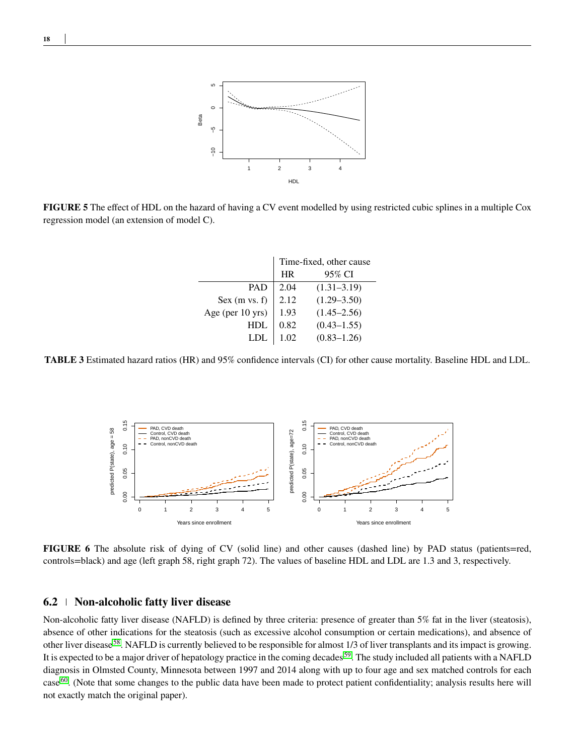**FIGURE 5** The effect of HDL on the hazard of having a CV event modelled by using restricted cubic splines in a multiple Cox regression model (an extension of model C).

| | Time-fixed, other cause | |
|---|---|---|
| | HR | 95% CI |
| PAD | 2.04 | (1.31–3.19) |
| Sex (m vs. f) | 2.12 | (1.29–3.50) |
| Age (per 10 yrs) | 1.93 | (1.45–2.56) |
| HDL | 0.82 | (0.43–1.55) |
| LDL | 1.02 | (0.83–1.26) |

**TABLE 3** Estimated hazard ratios (HR) and 95% confidence intervals (CI) for other cause mortality. Baseline HDL and LDL.

**FIGURE 6** The absolute risk of dying of CV (solid line) and other causes (dashed line) by PAD status (patients=red, controls=black) and age (left graph 58, right graph 72). The values of baseline HDL and LDL are 1.3 and 3, respectively.

## 6.2 | Non-alcoholic fatty liver disease

Non-alcoholic fatty liver disease (NAFLD) is defined by three criteria: presence of greater than 5% fat in the liver (steatosis), absence of other indications for the steatosis (such as excessive alcohol consumption or certain medications), and absence of other liver disease[58]. NAFLD is currently believed to be responsible for almost 1/3 of liver transplants and its impact is growing. It is expected to be a major driver of hepatology practice in the coming decades[59]. The study included all patients with a NAFLD diagnosis in Olmsted County, Minnesota between 1997 and 2014 along with up to four age and sex matched controls for each case[60]. (Note that some changes to the public data have been made to protect patient confidentiality; analysis results here will not exactly match the original paper).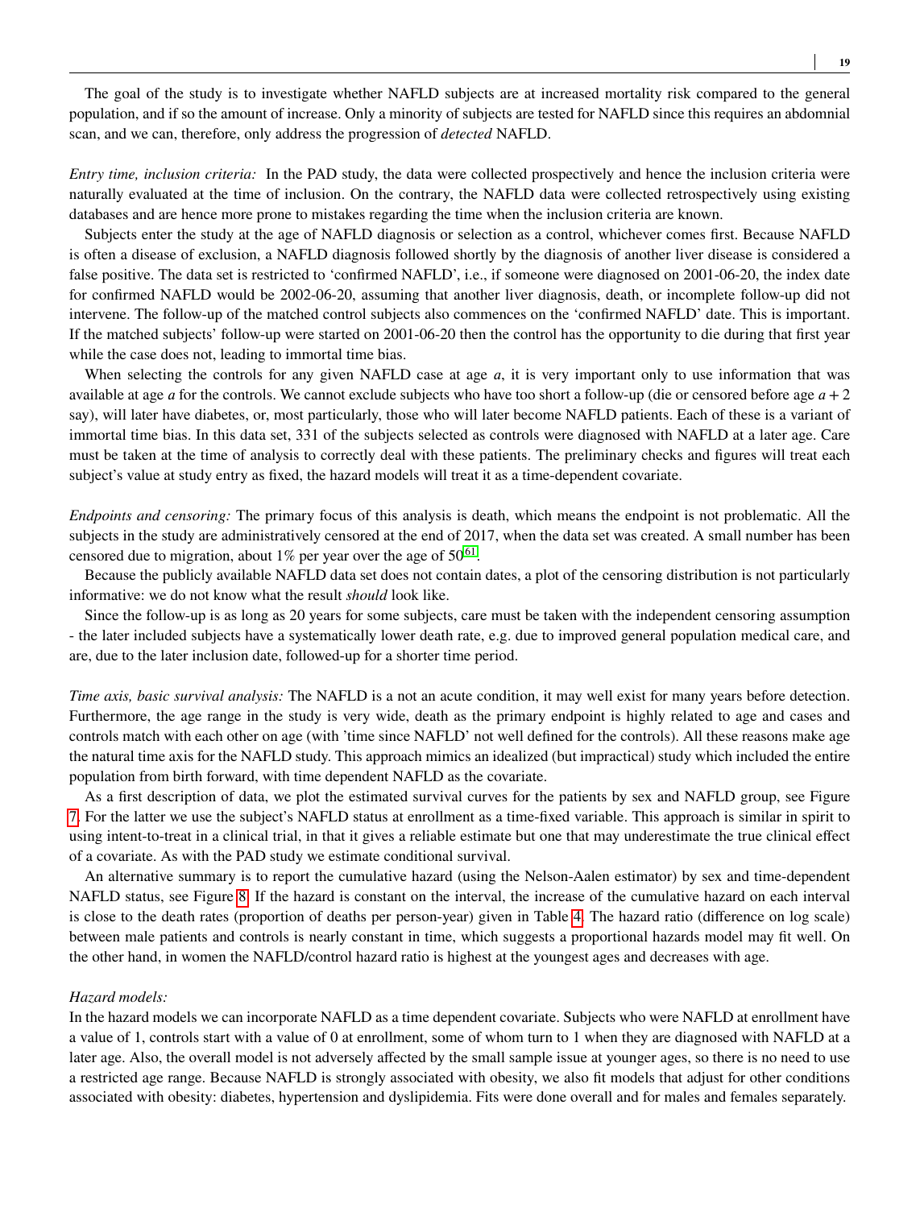The goal of the study is to investigate whether NAFLD subjects are at increased mortality risk compared to the general population, and if so the amount of increase. Only a minority of subjects are tested for NAFLD since this requires an abdominal scan, and we can, therefore, only address the progression of *detected* NAFLD.

*Entry time, inclusion criteria:* In the PAD study, the data were collected prospectively and hence the inclusion criteria were naturally evaluated at the time of inclusion. On the contrary, the NAFLD data were collected retrospectively using existing databases and are hence more prone to mistakes regarding the time when the inclusion criteria are known.

Subjects enter the study at the age of NAFLD diagnosis or selection as a control, whichever comes first. Because NAFLD is often a disease of exclusion, a NAFLD diagnosis followed shortly by the diagnosis of another liver disease is considered a false positive. The data set is restricted to 'confirmed NAFLD', i.e., if someone were diagnosed on 2001-06-20, the index date for confirmed NAFLD would be 2002-06-20, assuming that another liver diagnosis, death, or incomplete follow-up did not intervene. The follow-up of the matched control subjects also commences on the 'confirmed NAFLD' date. This is important. If the matched subjects' follow-up were started on 2001-06-20 then the control has the opportunity to die during that first year while the case does not, leading to immortal time bias.

When selecting the controls for any given NAFLD case at age $a$, it is very important only to use information that was available at age $a$ for the controls. We cannot exclude subjects who have too short a follow-up (die or censored before age $a+2$ say), will later have diabetes, or, most particularly, those who will later become NAFLD patients. Each of these is a variant of immortal time bias. In this data set, 331 of the subjects selected as controls were diagnosed with NAFLD at a later age. Care must be taken at the time of analysis to correctly deal with these patients. The preliminary checks and figures will treat each subject's value at study entry as fixed, the hazard models will treat it as a time-dependent covariate.

*Endpoints and censoring:* The primary focus of this analysis is death, which means the endpoint is not problematic. All the subjects in the study are administratively censored at the end of 2017, when the data set was created. A small number has been censored due to migration, about 1% per year over the age of 50[61].

Because the publicly available NAFLD data set does not contain dates, a plot of the censoring distribution is not particularly informative: we do not know what the result *should* look like.

Since the follow-up is as long as 20 years for some subjects, care must be taken with the independent censoring assumption - the later included subjects have a systematically lower death rate, e.g. due to improved general population medical care, and are, due to the later inclusion date, followed-up for a shorter time period.

*Time axis, basic survival analysis:* The NAFLD is a not an acute condition, it may well exist for many years before detection. Furthermore, the age range in the study is very wide, death as the primary endpoint is highly related to age and cases and controls match with each other on age (with 'time since NAFLD' not well defined for the controls). All these reasons make age the natural time axis for the NAFLD study. This approach mimics an idealized (but impractical) study which included the entire population from birth forward, with time dependent NAFLD as the covariate.

As a first description of data, we plot the estimated survival curves for the patients by sex and NAFLD group, see Figure 7. For the latter we use the subject's NAFLD status at enrollment as a time-fixed variable. This approach is similar in spirit to using intent-to-treat in a clinical trial, in that it gives a reliable estimate but one that may underestimate the true clinical effect of a covariate. As with the PAD study we estimate conditional survival.

An alternative summary is to report the cumulative hazard (using the Nelson-Aalen estimator) by sex and time-dependent NAFLD status, see Figure 8. If the hazard is constant on the interval, the increase of the cumulative hazard on each interval is close to the death rates (proportion of deaths per person-year) given in Table 4. The hazard ratio (difference on log scale) between male patients and controls is nearly constant in time, which suggests a proportional hazards model may fit well. On the other hand, in women the NAFLD/control hazard ratio is highest at the youngest ages and decreases with age.

*Hazard models:*
In the hazard models we can incorporate NAFLD as a time dependent covariate. Subjects who were NAFLD at enrollment have a value of 1, controls start with a value of 0 at enrollment, some of whom turn to 1 when they are diagnosed with NAFLD at a later age. Also, the overall model is not adversely affected by the small sample issue at younger ages, so there is no need to use a restricted age range. Because NAFLD is strongly associated with obesity, we also fit models that adjust for other conditions associated with obesity: diabetes, hypertension and dyslipidemia. Fits were done overall and for males and females separately.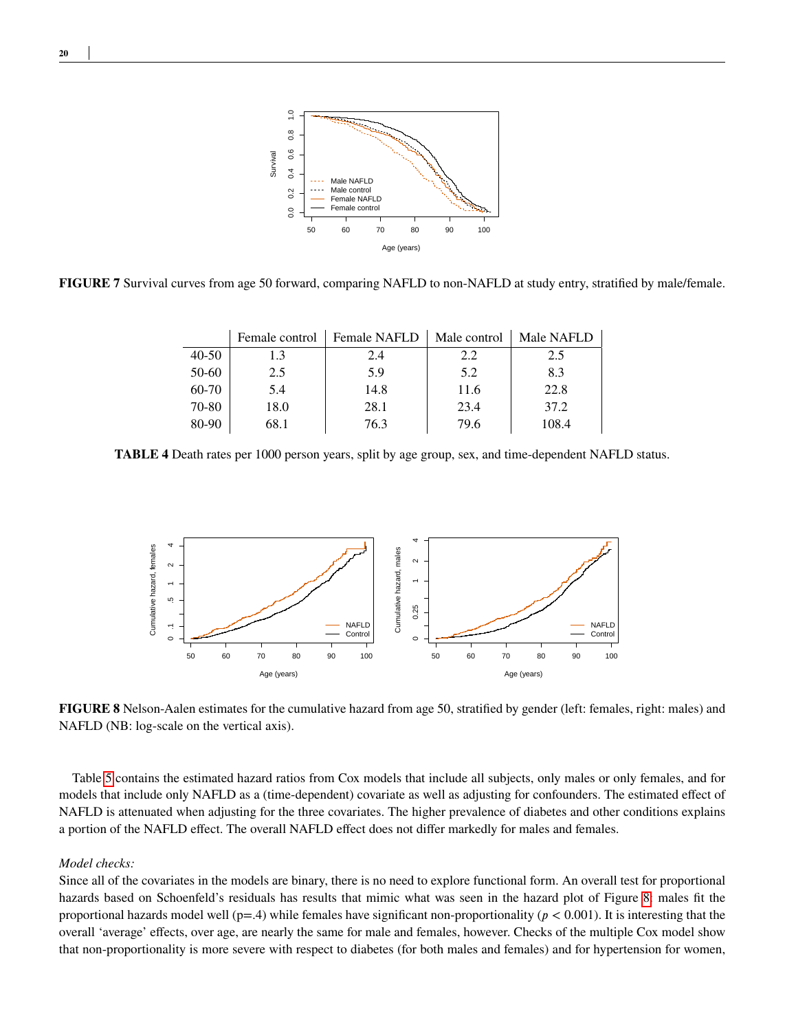**FIGURE 7** Survival curves from age 50 forward, comparing NAFLD to non-NAFLD at study entry, stratified by male/female.

| | Female control | Female NAFLD | Male control | Male NAFLD |
|---|---|---|---|---|
| 40-50 | 1.3 | 2.4 | 2.2 | 2.5 |
| 50-60 | 2.5 | 5.9 | 5.2 | 8.3 |
| 60-70 | 5.4 | 14.8 | 11.6 | 22.8 |
| 70-80 | 18.0 | 28.1 | 23.4 | 37.2 |
| 80-90 | 68.1 | 76.3 | 79.6 | 108.4 |

**TABLE 4** Death rates per 1000 person years, split by age group, sex, and time-dependent NAFLD status.

**FIGURE 8** Nelson-Aalen estimates for the cumulative hazard from age 50, stratified by gender (left: females, right: males) and NAFLD (NB: log-scale on the vertical axis).

Table 5 contains the estimated hazard ratios from Cox models that include all subjects, only males or only females, and for models that include only NAFLD as a (time-dependent) covariate as well as adjusting for confounders. The estimated effect of NAFLD is attenuated when adjusting for the three covariates. The higher prevalence of diabetes and other conditions explains a portion of the NAFLD effect. The overall NAFLD effect does not differ markedly for males and females.

*Model checks:*
Since all of the covariates in the models are binary, there is no need to explore functional form. An overall test for proportional hazards based on Schoenfeld's residuals has results that mimic what was seen in the hazard plot of Figure 8: males fit the proportional hazards model well (p=.4) while females have significant non-proportionality ($p < 0.001$). It is interesting that the overall 'average' effects, over age, are nearly the same for male and females, however. Checks of the multiple Cox model show that non-proportionality is more severe with respect to diabetes (for both males and females) and for hypertension for women,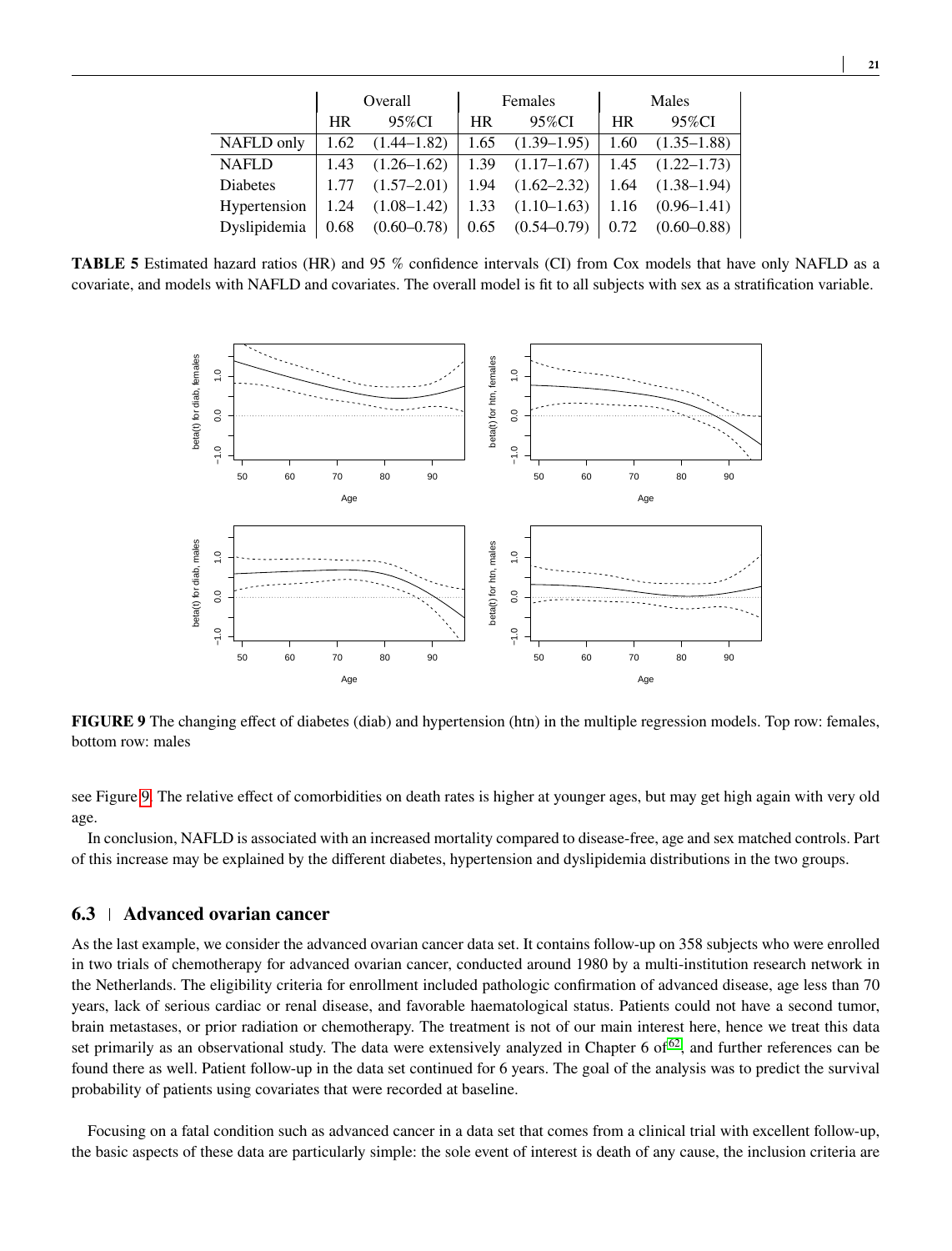| | Overall | | Females | | Males | |
|---|---|---|---|---|---|---|
| | HR | 95%CI | HR | 95%CI | HR | 95%CI |
| NAFLD only | 1.62 | (1.44–1.82) | 1.65 | (1.39–1.95) | 1.60 | (1.35–1.88) |
| NAFLD | 1.43 | (1.26–1.62) | 1.39 | (1.17–1.67) | 1.45 | (1.22–1.73) |
| Diabetes | 1.77 | (1.57–2.01) | 1.94 | (1.62–2.32) | 1.64 | (1.38–1.94) |
| Hypertension | 1.24 | (1.08–1.42) | 1.33 | (1.10–1.63) | 1.16 | (0.96–1.41) |
| Dyslipidemia | 0.68 | (0.60–0.78) | 0.65 | (0.54–0.79) | 0.72 | (0.60–0.88) |

**TABLE 5** Estimated hazard ratios (HR) and 95 % confidence intervals (CI) from Cox models that have only NAFLD as a covariate, and models with NAFLD and covariates. The overall model is fit to all subjects with sex as a stratification variable.

**FIGURE 9** The changing effect of diabetes (diab) and hypertension (htn) in the multiple regression models. Top row: females, bottom row: males

see Figure 9. The relative effect of comorbidities on death rates is higher at younger ages, but may get high again with very old age.

In conclusion, NAFLD is associated with an increased mortality compared to disease-free, age and sex matched controls. Part of this increase may be explained by the different diabetes, hypertension and dyslipidemia distributions in the two groups.

### 6.3 | Advanced ovarian cancer

As the last example, we consider the advanced ovarian cancer data set. It contains follow-up on 358 subjects who were enrolled in two trials of chemotherapy for advanced ovarian cancer, conducted around 1980 by a multi-institution research network in the Netherlands. The eligibility criteria for enrollment included pathologic confirmation of advanced disease, age less than 70 years, lack of serious cardiac or renal disease, and favorable haematological status. Patients could not have a second tumor, brain metastases, or prior radiation or chemotherapy. The treatment is not of our main interest here, hence we treat this data set primarily as an observational study. The data were extensively analyzed in Chapter 6 of[62], and further references can be found there as well. Patient follow-up in the data set continued for 6 years. The goal of the analysis was to predict the survival probability of patients using covariates that were recorded at baseline.

Focusing on a fatal condition such as advanced cancer in a data set that comes from a clinical trial with excellent follow-up, the basic aspects of these data are particularly simple: the sole event of interest is death of any cause, the inclusion criteria are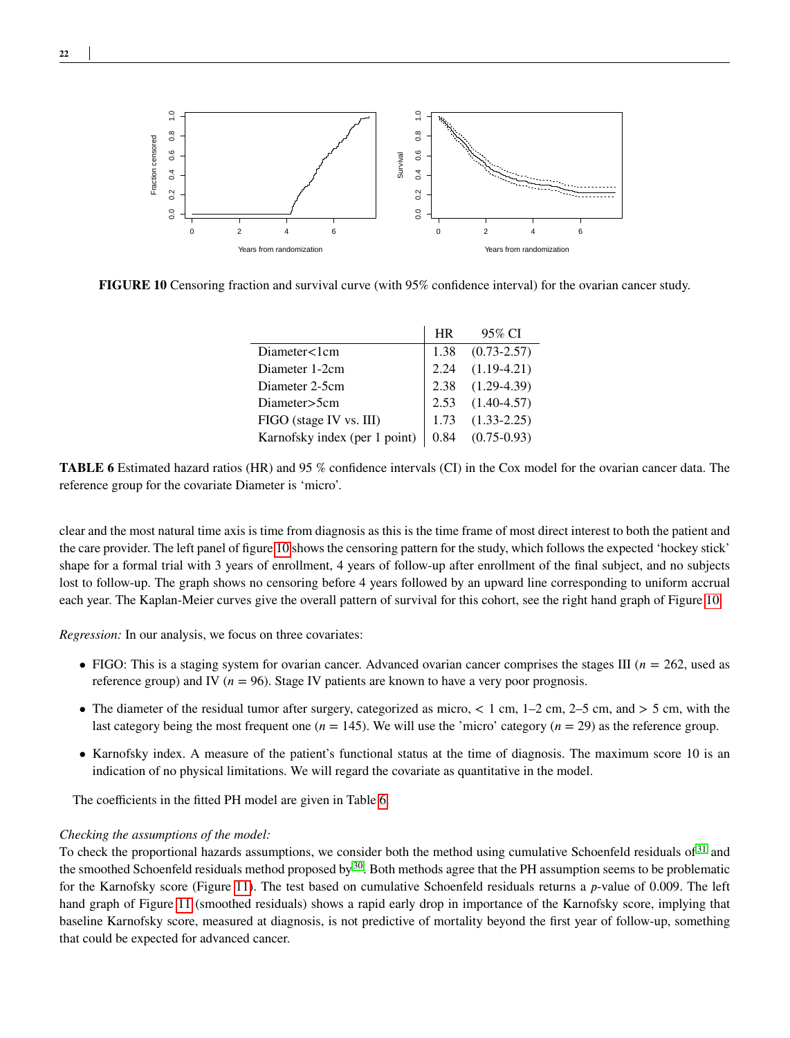**FIGURE 10** Censoring fraction and survival curve (with 95% confidence interval) for the ovarian cancer study.

| | HR | 95% CI |
|---|---|---|
| Diameter<1cm | 1.38 | (0.73-2.57) |
| Diameter 1-2cm | 2.24 | (1.19-4.21) |
| Diameter 2-5cm | 2.38 | (1.29-4.39) |
| Diameter>5cm | 2.53 | (1.40-4.57) |
| FIGO (stage IV vs. III) | 1.73 | (1.33-2.25) |
| Karnofsky index (per 1 point) | 0.84 | (0.75-0.93) |

**TABLE 6** Estimated hazard ratios (HR) and 95 % confidence intervals (CI) in the Cox model for the ovarian cancer data. The reference group for the covariate Diameter is 'micro'.

clear and the most natural time axis is time from diagnosis as this is the time frame of most direct interest to both the patient and the care provider. The left panel of figure 10 shows the censoring pattern for the study, which follows the expected 'hockey stick' shape for a formal trial with 3 years of enrollment, 4 years of follow-up after enrollment of the final subject, and no subjects lost to follow-up. The graph shows no censoring before 4 years followed by an upward line corresponding to uniform accrual each year. The Kaplan-Meier curves give the overall pattern of survival for this cohort, see the right hand graph of Figure 10.

*Regression:* In our analysis, we focus on three covariates:

- FIGO: This is a staging system for ovarian cancer. Advanced ovarian cancer comprises the stages III ($n = 262$, used as reference group) and IV ($n = 96$). Stage IV patients are known to have a very poor prognosis.
- The diameter of the residual tumor after surgery, categorized as micro, $< 1$ cm, 1–2 cm, 2–5 cm, and $> 5$ cm, with the last category being the most frequent one ($n = 145$). We will use the 'micro' category ($n = 29$) as the reference group.
- Karnofsky index. A measure of the patient's functional status at the time of diagnosis. The maximum score 10 is an indication of no physical limitations. We will regard the covariate as quantitative in the model.

The coefficients in the fitted PH model are given in Table 6.

*Checking the assumptions of the model:*
To check the proportional hazards assumptions, we consider both the method using cumulative Schoenfeld residuals of[31] and the smoothed Schoenfeld residuals method proposed by[30]. Both methods agree that the PH assumption seems to be problematic for the Karnofsky score (Figure 11). The test based on cumulative Schoenfeld residuals returns a $p$-value of 0.009. The left hand graph of Figure 11 (smoothed residuals) shows a rapid early drop in importance of the Karnofsky score, implying that baseline Karnofsky score, measured at diagnosis, is not predictive of mortality beyond the first year of follow-up, something that could be expected for advanced cancer.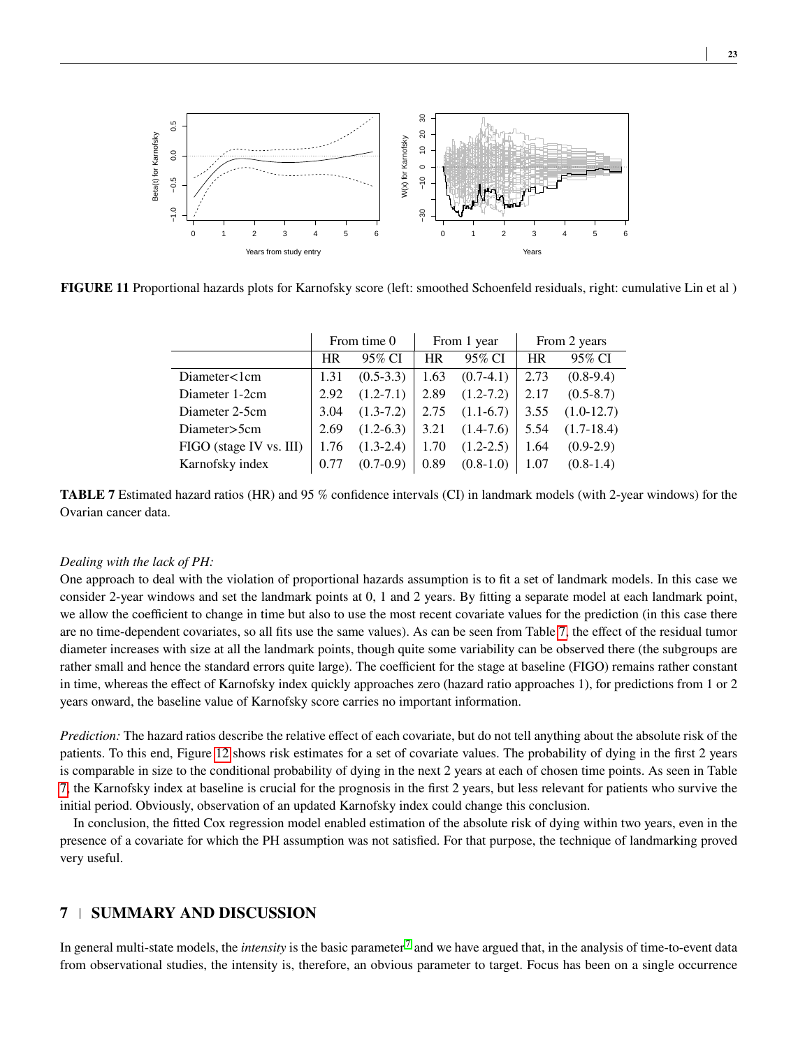FIGURE 11 Proportional hazards plots for Karnofsky score (left: smoothed Schoenfeld residuals, right: cumulative Lin et al )

| | From time 0 | | From 1 year | | From 2 years | |
|---|---|---|---|---|---|---|
| | HR | 95% CI | HR | 95% CI | HR | 95% CI |
| Diameter<1cm | 1.31 | (0.5-3.3) | 1.63 | (0.7-4.1) | 2.73 | (0.8-9.4) |
| Diameter 1-2cm | 2.92 | (1.2-7.1) | 2.89 | (1.2-7.2) | 2.17 | (0.5-8.7) |
| Diameter 2-5cm | 3.04 | (1.3-7.2) | 2.75 | (1.1-6.7) | 3.55 | (1.0-12.7) |
| Diameter>5cm | 2.69 | (1.2-6.3) | 3.21 | (1.4-7.6) | 5.54 | (1.7-18.4) |
| FIGO (stage IV vs. III) | 1.76 | (1.3-2.4) | 1.70 | (1.2-2.5) | 1.64 | (0.9-2.9) |
| Karnofsky index | 0.77 | (0.7-0.9) | 0.89 | (0.8-1.0) | 1.07 | (0.8-1.4) |

**TABLE 7** Estimated hazard ratios (HR) and 95 % confidence intervals (CI) in landmark models (with 2-year windows) for the Ovarian cancer data.

*Dealing with the lack of PH:*
One approach to deal with the violation of proportional hazards assumption is to fit a set of landmark models. In this case we consider 2-year windows and set the landmark points at 0, 1 and 2 years. By fitting a separate model at each landmark point, we allow the coefficient to change in time but also to use the most recent covariate values for the prediction (in this case there are no time-dependent covariates, so all fits use the same values). As can be seen from Table 7, the effect of the residual tumor diameter increases with size at all the landmark points, though quite some variability can be observed there (the subgroups are rather small and hence the standard errors quite large). The coefficient for the stage at baseline (FIGO) remains rather constant in time, whereas the effect of Karnofsky index quickly approaches zero (hazard ratio approaches 1), for predictions from 1 or 2 years onward, the baseline value of Karnofsky score carries no important information.

*Prediction:* The hazard ratios describe the relative effect of each covariate, but do not tell anything about the absolute risk of the patients. To this end, Figure 12 shows risk estimates for a set of covariate values. The probability of dying in the first 2 years is comparable in size to the conditional probability of dying in the next 2 years at each of chosen time points. As seen in Table 7, the Karnofsky index at baseline is crucial for the prognosis in the first 2 years, but less relevant for patients who survive the initial period. Obviously, observation of an updated Karnofsky index could change this conclusion.

In conclusion, the fitted Cox regression model enabled estimation of the absolute risk of dying within two years, even in the presence of a covariate for which the PH assumption was not satisfied. For that purpose, the technique of landmarking proved very useful.

## 7 SUMMARY AND DISCUSSION

In general multi-state models, the *intensity* is the basic parameter[7] and we have argued that, in the analysis of time-to-event data from observational studies, the intensity is, therefore, an obvious parameter to target. Focus has been on a single occurrence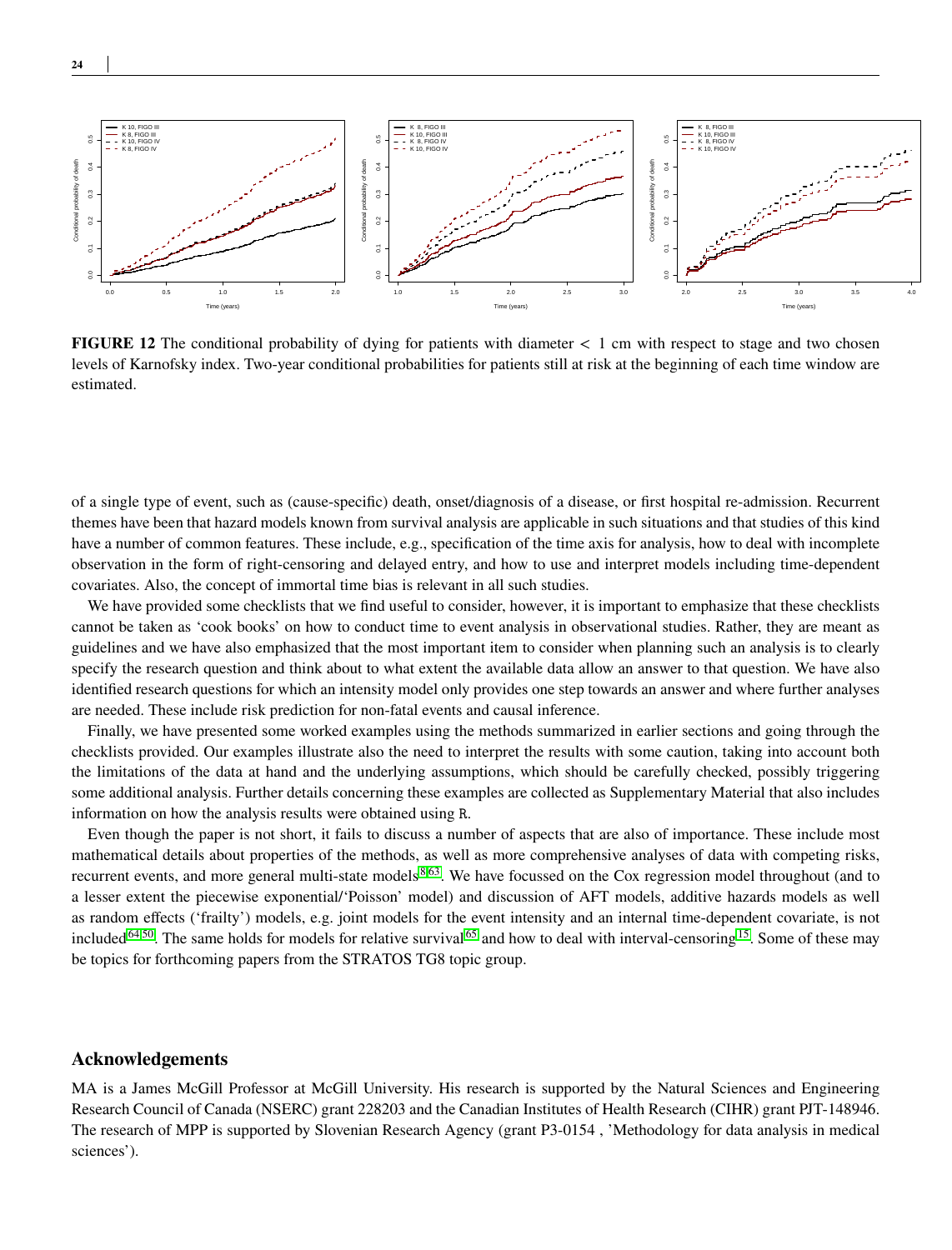**FIGURE 12** The conditional probability of dying for patients with diameter $< 1$ cm with respect to stage and two chosen levels of Karnofsky index. Two-year conditional probabilities for patients still at risk at the beginning of each time window are estimated.

of a single type of event, such as (cause-specific) death, onset/diagnosis of a disease, or first hospital re-admission. Recurrent themes have been that hazard models known from survival analysis are applicable in such situations and that studies of this kind have a number of common features. These include, e.g., specification of the time axis for analysis, how to deal with incomplete observation in the form of right-censoring and delayed entry, and how to use and interpret models including time-dependent covariates. Also, the concept of immortal time bias is relevant in all such studies.

We have provided some checklists that we find useful to consider, however, it is important to emphasize that these checklists cannot be taken as 'cook books' on how to conduct time to event analysis in observational studies. Rather, they are meant as guidelines and we have also emphasized that the most important item to consider when planning such an analysis is to clearly specify the research question and think about to what extent the available data allow an answer to that question. We have also identified research questions for which an intensity model only provides one step towards an answer and where further analyses are needed. These include risk prediction for non-fatal events and causal inference.

Finally, we have presented some worked examples using the methods summarized in earlier sections and going through the checklists provided. Our examples illustrate also the need to interpret the results with some caution, taking into account both the limitations of the data at hand and the underlying assumptions, which should be carefully checked, possibly triggering some additional analysis. Further details concerning these examples are collected as Supplementary Material that also includes information on how the analysis results were obtained using R.

Even though the paper is not short, it fails to discuss a number of aspects that are also of importance. These include most mathematical details about properties of the methods, as well as more comprehensive analyses of data with competing risks, recurrent events, and more general multi-state models[8,63]. We have focussed on the Cox regression model throughout (and to a lesser extent the piecewise exponential/'Poisson' model) and discussion of AFT models, additive hazards models as well as random effects ('frailty') models, e.g. joint models for the event intensity and an internal time-dependent covariate, is not included[64,50]. The same holds for models for relative survival[65] and how to deal with interval-censoring[15]. Some of these may be topics for forthcoming papers from the STRATOS TG8 topic group.

## Acknowledgements

MA is a James McGill Professor at McGill University. His research is supported by the Natural Sciences and Engineering Research Council of Canada (NSERC) grant 228203 and the Canadian Institutes of Health Research (CIHR) grant PJT-148946. The research of MPP is supported by Slovenian Research Agency (grant P3-0154 , 'Methodology for data analysis in medical sciences').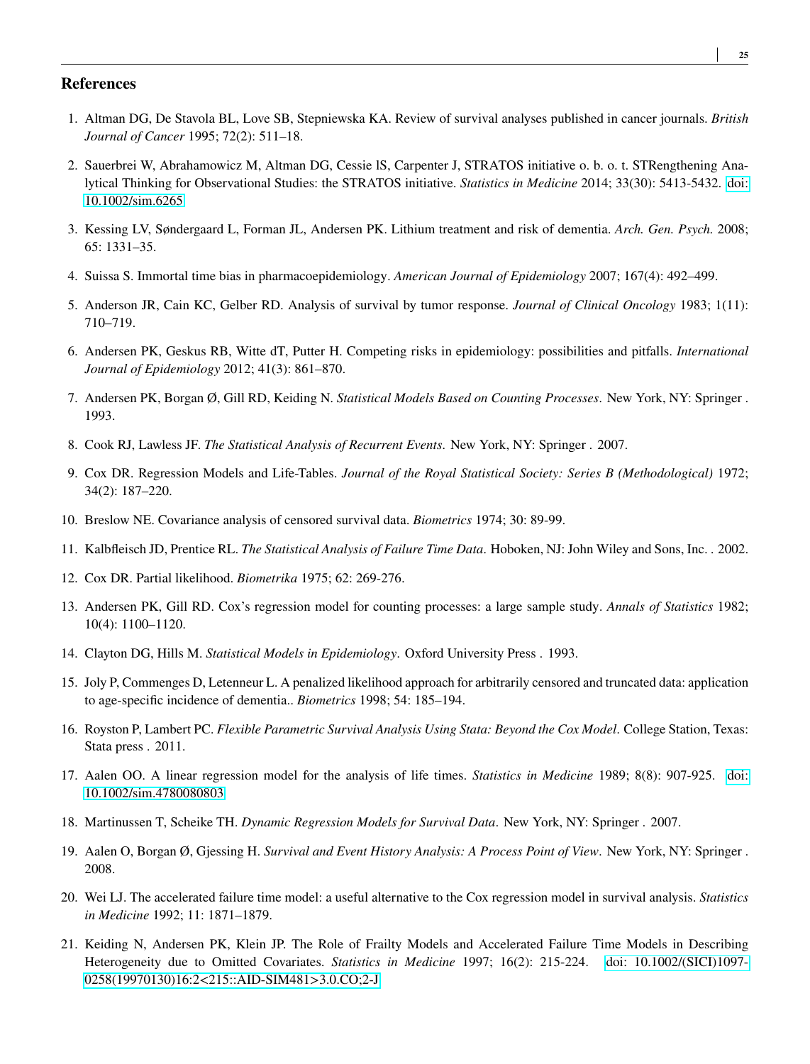## References

1. Altman DG, De Stavola BL, Love SB, Stepniewska KA. Review of survival analyses published in cancer journals. *British Journal of Cancer* 1995; 72(2): 511–18.

2. Sauerbrei W, Abrahamowicz M, Altman DG, Cessie lS, Carpenter J, STRATOS initiative o. b. o. t. STRengthening Analytical Thinking for Observational Studies: the STRATOS initiative. *Statistics in Medicine* 2014; 33(30): 5413-5432. doi: 10.1002/sim.6265

3. Kessing LV, Søndergaard L, Forman JL, Andersen PK. Lithium treatment and risk of dementia. *Arch. Gen. Psych.* 2008; 65: 1331–35.

4. Suissa S. Immortal time bias in pharmacoepidemiology. *American Journal of Epidemiology* 2007; 167(4): 492–499.

5. Anderson JR, Cain KC, Gelber RD. Analysis of survival by tumor response. *Journal of Clinical Oncology* 1983; 1(11): 710–719.

6. Andersen PK, Geskus RB, Witte dT, Putter H. Competing risks in epidemiology: possibilities and pitfalls. *International Journal of Epidemiology* 2012; 41(3): 861–870.

7. Andersen PK, Borgan Ø, Gill RD, Keiding N. *Statistical Models Based on Counting Processes*. New York, NY: Springer . 1993.

8. Cook RJ, Lawless JF. *The Statistical Analysis of Recurrent Events*. New York, NY: Springer . 2007.

9. Cox DR. Regression Models and Life-Tables. *Journal of the Royal Statistical Society: Series B (Methodological)* 1972; 34(2): 187–220.

10. Breslow NE. Covariance analysis of censored survival data. *Biometrics* 1974; 30: 89-99.

11. Kalbfleisch JD, Prentice RL. *The Statistical Analysis of Failure Time Data*. Hoboken, NJ: John Wiley and Sons, Inc. . 2002.

12. Cox DR. Partial likelihood. *Biometrika* 1975; 62: 269-276.

13. Andersen PK, Gill RD. Cox's regression model for counting processes: a large sample study. *Annals of Statistics* 1982; 10(4): 1100–1120.

14. Clayton DG, Hills M. *Statistical Models in Epidemiology*. Oxford University Press . 1993.

15. Joly P, Commenges D, Letenneur L. A penalized likelihood approach for arbitrarily censored and truncated data: application to age-specific incidence of dementia.. *Biometrics* 1998; 54: 185–194.

16. Royston P, Lambert PC. *Flexible Parametric Survival Analysis Using Stata: Beyond the Cox Model*. College Station, Texas: Stata press . 2011.

17. Aalen OO. A linear regression model for the analysis of life times. *Statistics in Medicine* 1989; 8(8): 907-925. doi: 10.1002/sim.4780080803

18. Martinussen T, Scheike TH. *Dynamic Regression Models for Survival Data*. New York, NY: Springer . 2007.

19. Aalen O, Borgan Ø, Gjessing H. *Survival and Event History Analysis: A Process Point of View*. New York, NY: Springer . 2008.

20. Wei LJ. The accelerated failure time model: a useful alternative to the Cox regression model in survival analysis. *Statistics in Medicine* 1992; 11: 1871–1879.

21. Keiding N, Andersen PK, Klein JP. The Role of Frailty Models and Accelerated Failure Time Models in Describing Heterogeneity due to Omitted Covariates. *Statistics in Medicine* 1997; 16(2): 215-224. doi: 10.1002/(SICI)1097-0258(19970130)16:2<215::AID-SIM481>3.0.CO;2-J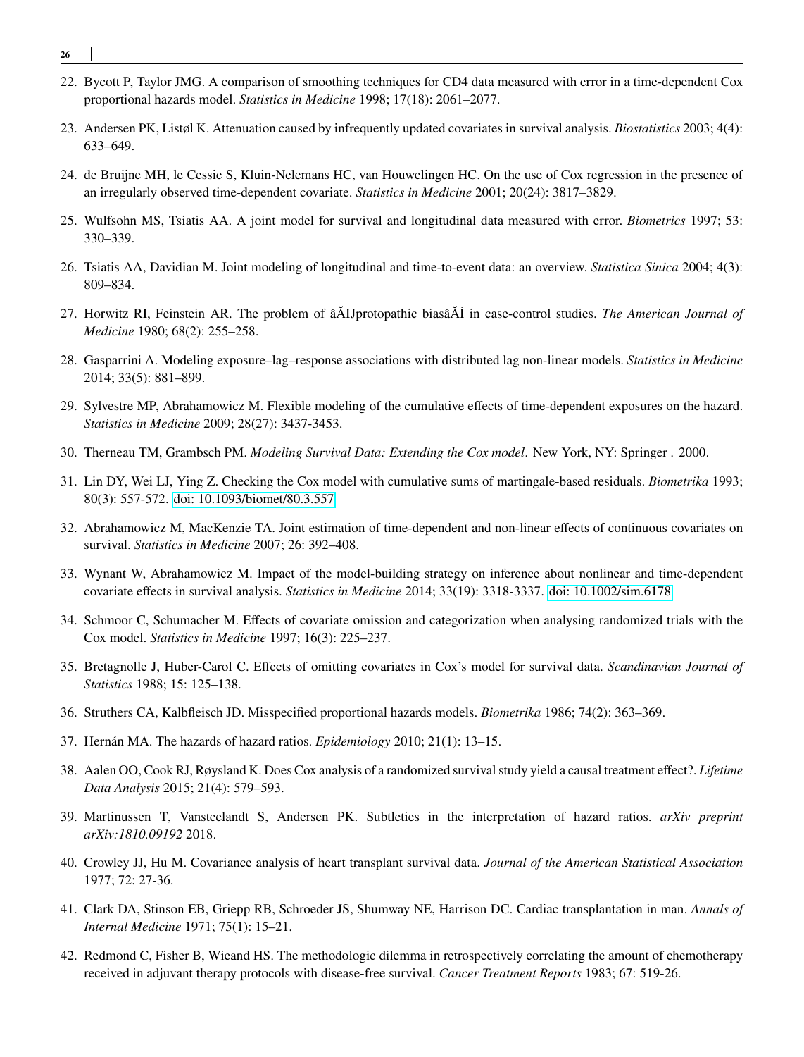22. Bycott P, Taylor JMG. A comparison of smoothing techniques for CD4 data measured with error in a time-dependent Cox proportional hazards model. *Statistics in Medicine* 1998; 17(18): 2061–2077.

23. Andersen PK, Listøl K. Attenuation caused by infrequently updated covariates in survival analysis. *Biostatistics* 2003; 4(4): 633–649.

24. de Bruijne MH, le Cessie S, Kluin-Nelemans HC, van Houwelingen HC. On the use of Cox regression in the presence of an irregularly observed time-dependent covariate. *Statistics in Medicine* 2001; 20(24): 3817–3829.

25. Wulfsohn MS, Tsiatis AA. A joint model for survival and longitudinal data measured with error. *Biometrics* 1997; 53: 330–339.

26. Tsiatis AA, Davidian M. Joint modeling of longitudinal and time-to-event data: an overview. *Statistica Sinica* 2004; 4(3): 809–834.

27. Horwitz RI, Feinstein AR. The problem of âĂIJprotopathic biasâĂİ in case-control studies. *The American Journal of Medicine* 1980; 68(2): 255–258.

28. Gasparrini A. Modeling exposure–lag–response associations with distributed lag non-linear models. *Statistics in Medicine* 2014; 33(5): 881–899.

29. Sylvestre MP, Abrahamowicz M. Flexible modeling of the cumulative effects of time-dependent exposures on the hazard. *Statistics in Medicine* 2009; 28(27): 3437-3453.

30. Therneau TM, Grambsch PM. *Modeling Survival Data: Extending the Cox model*. New York, NY: Springer . 2000.

31. Lin DY, Wei LJ, Ying Z. Checking the Cox model with cumulative sums of martingale-based residuals. *Biometrika* 1993; 80(3): 557-572. doi: 10.1093/biomet/80.3.557

32. Abrahamowicz M, MacKenzie TA. Joint estimation of time-dependent and non-linear effects of continuous covariates on survival. *Statistics in Medicine* 2007; 26: 392–408.

33. Wynant W, Abrahamowicz M. Impact of the model-building strategy on inference about nonlinear and time-dependent covariate effects in survival analysis. *Statistics in Medicine* 2014; 33(19): 3318-3337. doi: 10.1002/sim.6178

34. Schmoor C, Schumacher M. Effects of covariate omission and categorization when analysing randomized trials with the Cox model. *Statistics in Medicine* 1997; 16(3): 225–237.

35. Bretagnolle J, Huber-Carol C. Effects of omitting covariates in Cox's model for survival data. *Scandinavian Journal of Statistics* 1988; 15: 125–138.

36. Struthers CA, Kalbfleisch JD. Misspecified proportional hazards models. *Biometrika* 1986; 74(2): 363–369.

37. Hernán MA. The hazards of hazard ratios. *Epidemiology* 2010; 21(1): 13–15.

38. Aalen OO, Cook RJ, Røysland K. Does Cox analysis of a randomized survival study yield a causal treatment effect?. *Lifetime Data Analysis* 2015; 21(4): 579–593.

39. Martinussen T, Vansteelandt S, Andersen PK. Subtleties in the interpretation of hazard ratios. *arXiv preprint arXiv:1810.09192* 2018.

40. Crowley JJ, Hu M. Covariance analysis of heart transplant survival data. *Journal of the American Statistical Association* 1977; 72: 27-36.

41. Clark DA, Stinson EB, Griepp RB, Schroeder JS, Shumway NE, Harrison DC. Cardiac transplantation in man. *Annals of Internal Medicine* 1971; 75(1): 15–21.

42. Redmond C, Fisher B, Wieand HS. The methodologic dilemma in retrospectively correlating the amount of chemotherapy received in adjuvant therapy protocols with disease-free survival. *Cancer Treatment Reports* 1983; 67: 519-26.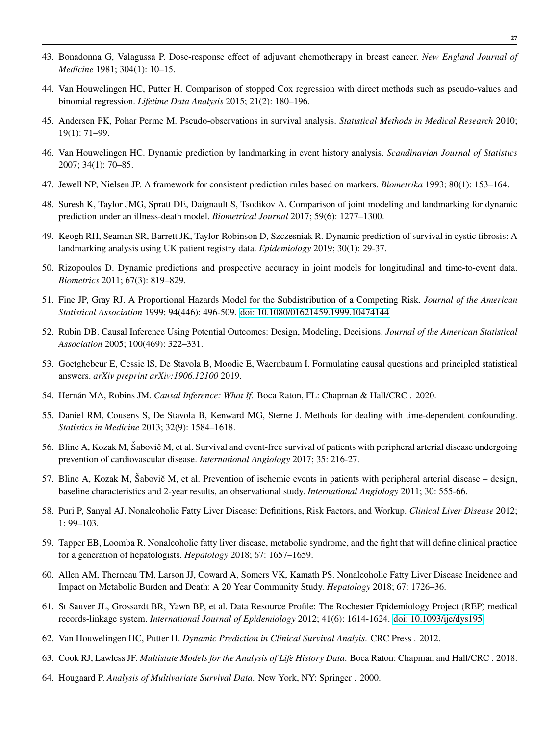43. Bonadonna G, Valagussa P. Dose-response effect of adjuvant chemotherapy in breast cancer. *New England Journal of Medicine* 1981; 304(1): 10–15.

44. Van Houwelingen HC, Putter H. Comparison of stopped Cox regression with direct methods such as pseudo-values and binomial regression. *Lifetime Data Analysis* 2015; 21(2): 180–196.

45. Andersen PK, Pohar Perme M. Pseudo-observations in survival analysis. *Statistical Methods in Medical Research* 2010; 19(1): 71–99.

46. Van Houwelingen HC. Dynamic prediction by landmarking in event history analysis. *Scandinavian Journal of Statistics* 2007; 34(1): 70–85.

47. Jewell NP, Nielsen JP. A framework for consistent prediction rules based on markers. *Biometrika* 1993; 80(1): 153–164.

48. Suresh K, Taylor JMG, Spratt DE, Daignault S, Tsodikov A. Comparison of joint modeling and landmarking for dynamic prediction under an illness-death model. *Biometrical Journal* 2017; 59(6): 1277–1300.

49. Keogh RH, Seaman SR, Barrett JK, Taylor-Robinson D, Szczesniak R. Dynamic prediction of survival in cystic fibrosis: A landmarking analysis using UK patient registry data. *Epidemiology* 2019; 30(1): 29-37.

50. Rizopoulos D. Dynamic predictions and prospective accuracy in joint models for longitudinal and time-to-event data. *Biometrics* 2011; 67(3): 819–829.

51. Fine JP, Gray RJ. A Proportional Hazards Model for the Subdistribution of a Competing Risk. *Journal of the American Statistical Association* 1999; 94(446): 496-509. doi: 10.1080/01621459.1999.10474144

52. Rubin DB. Causal Inference Using Potential Outcomes: Design, Modeling, Decisions. *Journal of the American Statistical Association* 2005; 100(469): 322–331.

53. Goetghebeur E, Cessie lS, De Stavola B, Moodie E, Waernbaum I. Formulating causal questions and principled statistical answers. *arXiv preprint arXiv:1906.12100* 2019.

54. Hernán MA, Robins JM. *Causal Inference: What If*. Boca Raton, FL: Chapman & Hall/CRC . 2020.

55. Daniel RM, Cousens S, De Stavola B, Kenward MG, Sterne J. Methods for dealing with time-dependent confounding. *Statistics in Medicine* 2013; 32(9): 1584–1618.

56. Blinc A, Kozak M, Šabovič M, et al. Survival and event-free survival of patients with peripheral arterial disease undergoing prevention of cardiovascular disease. *International Angiology* 2017; 35: 216-27.

57. Blinc A, Kozak M, Šabovič M, et al. Prevention of ischemic events in patients with peripheral arterial disease – design, baseline characteristics and 2-year results, an observational study. *International Angiology* 2011; 30: 555-66.

58. Puri P, Sanyal AJ. Nonalcoholic Fatty Liver Disease: Definitions, Risk Factors, and Workup. *Clinical Liver Disease* 2012; 1: 99–103.

59. Tapper EB, Loomba R. Nonalcoholic fatty liver disease, metabolic syndrome, and the fight that will define clinical practice for a generation of hepatologists. *Hepatology* 2018; 67: 1657–1659.

60. Allen AM, Therneau TM, Larson JJ, Coward A, Somers VK, Kamath PS. Nonalcoholic Fatty Liver Disease Incidence and Impact on Metabolic Burden and Death: A 20 Year Community Study. *Hepatology* 2018; 67: 1726–36.

61. St Sauver JL, Grossardt BR, Yawn BP, et al. Data Resource Profile: The Rochester Epidemiology Project (REP) medical records-linkage system. *International Journal of Epidemiology* 2012; 41(6): 1614-1624. doi: 10.1093/ije/dys195

62. Van Houwelingen HC, Putter H. *Dynamic Prediction in Clinical Survival Analysis*. CRC Press . 2012.

63. Cook RJ, Lawless JF. *Multistate Models for the Analysis of Life History Data*. Boca Raton: Chapman and Hall/CRC . 2018.

64. Hougaard P. *Analysis of Multivariate Survival Data*. New York, NY: Springer . 2000.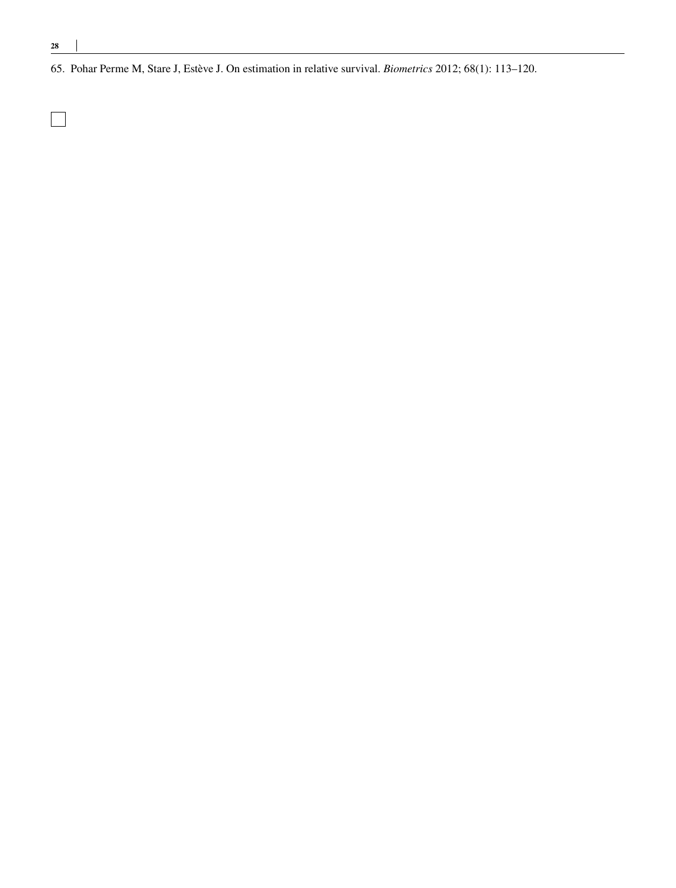65. Pohar Perme M, Stare J, Estève J. On estimation in relative survival. *Biometrics* 2012; 68(1): 113–120.